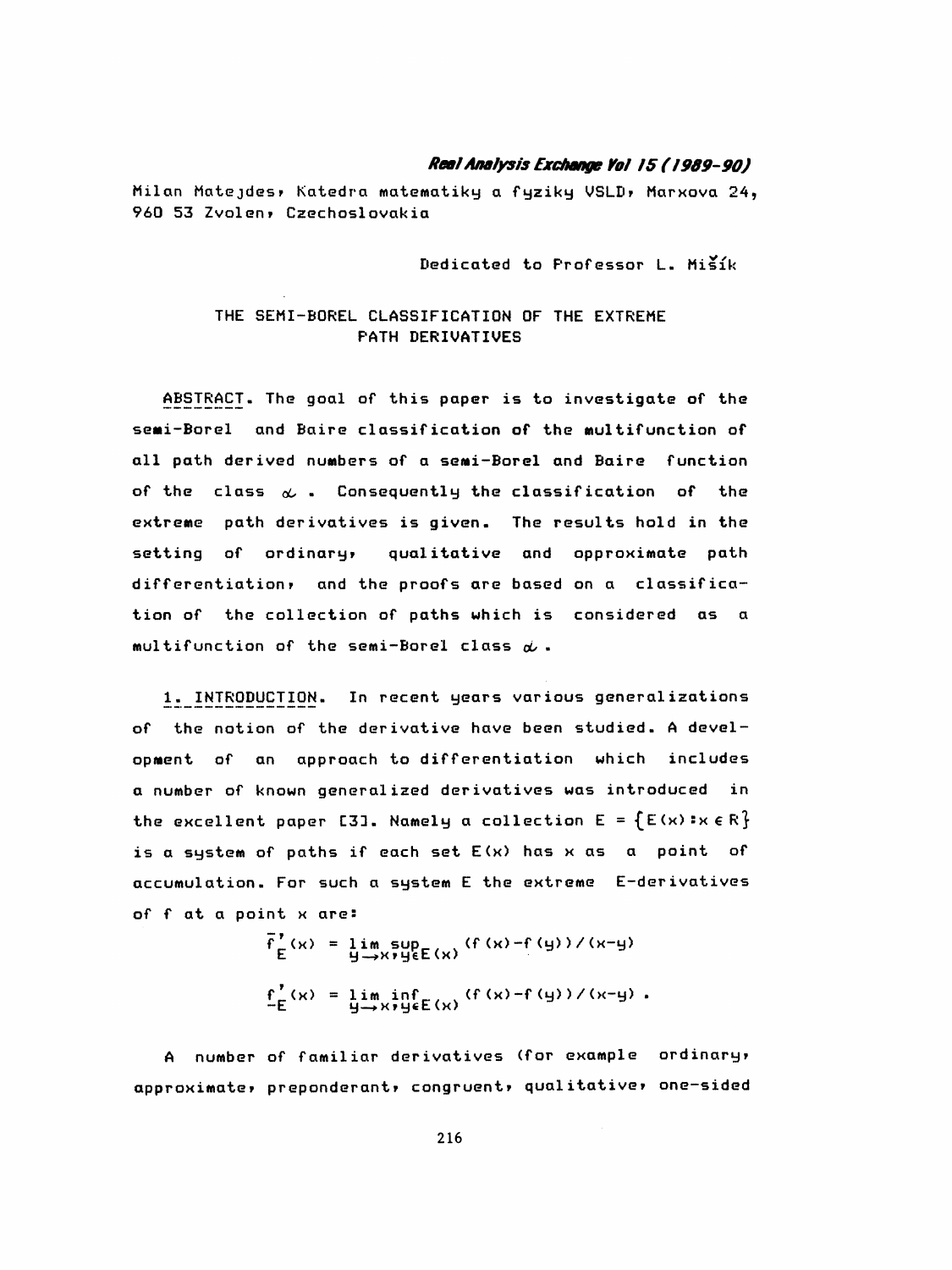Milan Matejdes, Katedra matematiky a fyziky VSLD, Marxova 24, 960 53 Zvolen, Czechoslovakia

Dedicated to Professor L. Mišík

# THE SEMI-BOREL CLASSIFICATION OF THE EXTREME PATH DERIVATIVES

ABSTRACT. The goal of this paper is to investigate of the semi-Borel and Baire classification of the multifunction of all path derived numbers of a semi-Borel and Baire function of the class $\alpha$. Consequently the classification of the extreme path derivatives is given. The results hold in the setting of ordinary, qualitative and approximate path differentiation, and the proofs are based on a classification of the collection of paths which is considered as a multifunction of the semi-Borel class $\alpha$.

## 1. INTRODUCTION.

In recent years various generalizations of the notion of the derivative have been studied. A development of an approach to differentiation which includes a number of known generalized derivatives was introduced in the excellent paper [3]. Namely a collection $E = \{E(x) : x \in R\}$ is a system of paths if each set $E(x)$ has $x$ as a point of accumulation. For such a system E the extreme E-derivatives of f at a point x are:

$$\overline{f}'_E(x) = \limsup_{y \to x, y \in E(x)} (f(x)-f(y))/(x-y)$$

$$\underline{f}'_E(x) = \liminf_{y \to x, y \in E(x)} (f(x)-f(y))/(x-y) .$$

A number of familiar derivatives (for example ordinary, approximate, preponderant, congruent, qualitative, one-sided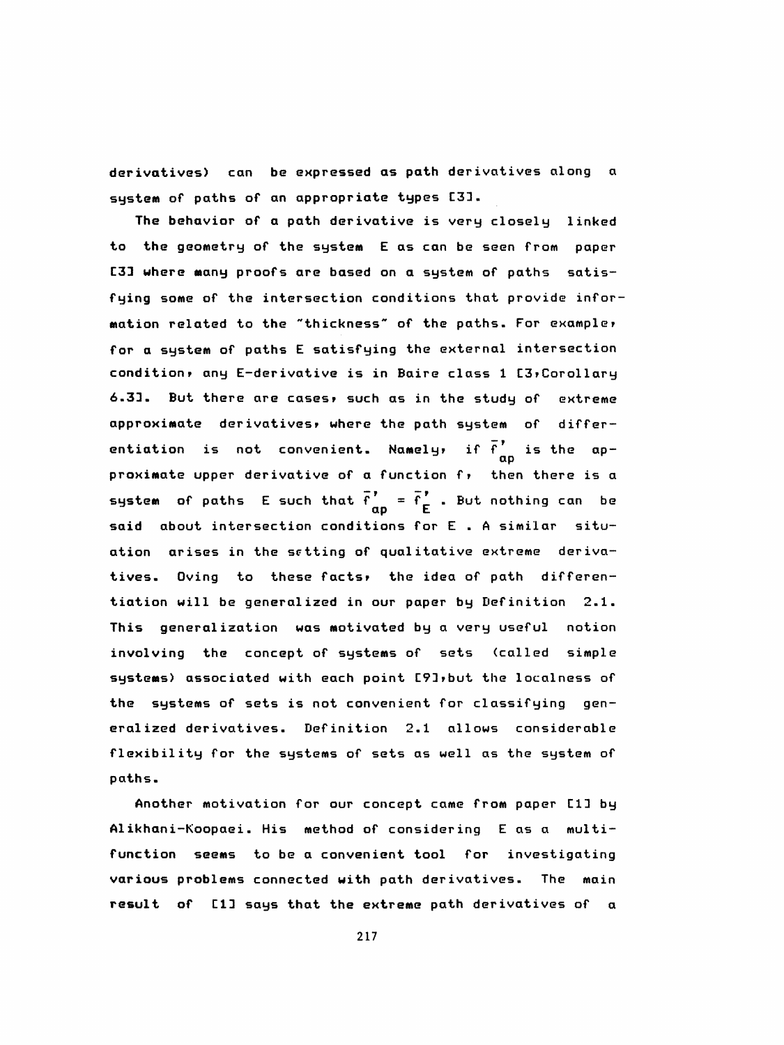derivatives) can be expressed as path derivatives along a system of paths of an appropriate types [3].

The behavior of a path derivative is very closely linked to the geometry of the system E as can be seen from paper [3] where many proofs are based on a system of paths satisfying some of the intersection conditions that provide information related to the "thickness" of the paths. For example, for a system of paths E satisfying the external intersection condition, any E-derivative is in Baire class 1 [3,Corollary 6.3]. But there are cases, such as in the study of extreme approximate derivatives, where the path system of differentiation is not convenient. Namely, if $\bar{f}'_{ap}$ is the approximate upper derivative of a function f, then there is a system of paths E such that $\bar{f}'_{ap} = \bar{f}'_{E}$. But nothing can be said about intersection conditions for E. A similar situation arises in the setting of qualitative extreme derivatives. Oving to these facts, the idea of path differentiation will be generalized in our paper by Definition 2.1. This generalization was motivated by a very useful notion involving the concept of systems of sets (called simple systems) associated with each point [9],but the localness of the systems of sets is not convenient for classifying generalized derivatives. Definition 2.1 allows considerable flexibility for the systems of sets as well as the system of paths.

Another motivation for our concept came from paper [1] by Alikhani-Koopaei. His method of considering E as a multifunction seems to be a convenient tool for investigating various problems connected with path derivatives. The main result of [1] says that the extreme path derivatives of a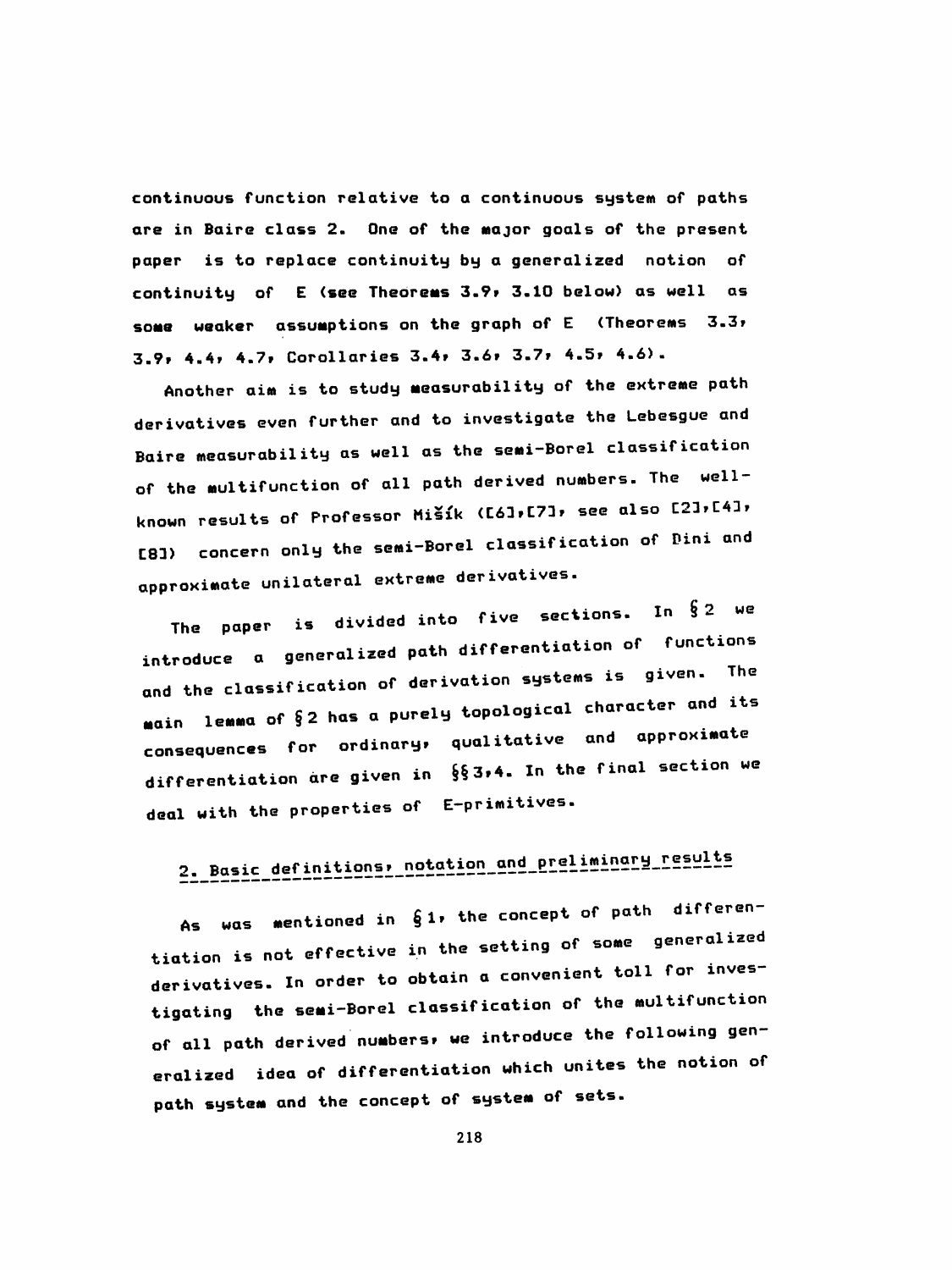continuous function relative to a continuous system of paths are in Baire class 2. One of the major goals of the present paper is to replace continuity by a generalized notion of continuity of E (see Theorems 3.9, 3.10 below) as well as some weaker assumptions on the graph of E (Theorems 3.3, 3.9, 4.4, 4.7, Corollaries 3.4, 3.6, 3.7, 4.5, 4.6).

Another aim is to study measurability of the extreme path derivatives even further and to investigate the Lebesgue and Baire measurability as well as the semi-Borel classification of the multifunction of all path derived numbers. The well-known results of Professor Mišík ([6],[7], see also [2],[4], [8]) concern only the semi-Borel classification of Dini and approximate unilateral extreme derivatives.

The paper is divided into five sections. In §2 we introduce a generalized path differentiation of functions and the classification of derivation systems is given. The main lemma of §2 has a purely topological character and its consequences for ordinary, qualitative and approximate differentiation are given in §§3,4. In the final section we deal with the properties of E-primitives.

## 2. Basic definitions, notation and preliminary results

As was mentioned in §1, the concept of path differentiation is not effective in the setting of some generalized derivatives. In order to obtain a convenient toll for investigating the semi-Borel classification of the multifunction of all path derived numbers, we introduce the following generalized idea of differentiation which unites the notion of path system and the concept of system of sets.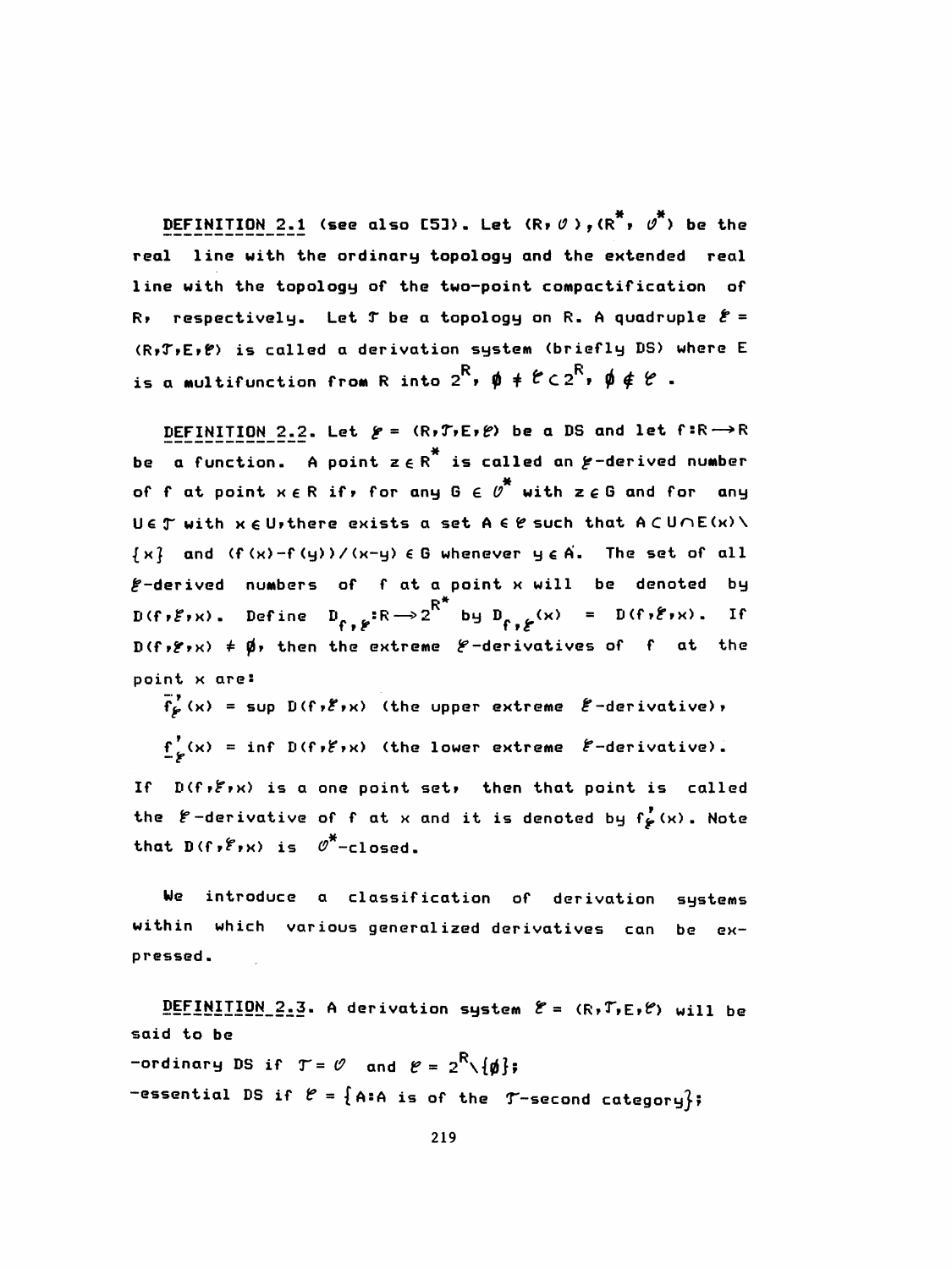**DEFINITION 2.1** (see also [5]). Let $(R, \mathcal{O})$, $(R^*, \mathcal{O}^*)$ be the real line with the ordinary topology and the extended real line with the topology of the two-point compactification of R, respectively. Let $\mathcal{T}$ be a topology on R. A quadruple $\mathcal{E} = (R, \mathcal{T}, E, \mathcal{C})$ is called a derivation system (briefly DS) where E is a multifunction from R into $2^R$, $\emptyset \neq \mathcal{C} \subset 2^R$, $\emptyset \notin \mathcal{C}$.

**DEFINITION 2.2.** Let $\mathcal{E} = (R, \mathcal{T}, E, \mathcal{C})$ be a DS and let $f: R \rightarrow R$ be a function. A point $z \in R^*$ is called an $\mathcal{E}$-derived number of f at point $x \in R$ if, for any $G \in \mathcal{O}^*$ with $z \in G$ and for any $U \in \mathcal{T}$ with $x \in U$, there exists a set $A \in \mathcal{C}$ such that $A \subset U \cap E(x) \setminus \{x\}$ and $(f(x)-f(y))/(x-y) \in G$ whenever $y \in A$. The set of all $\mathcal{E}$-derived numbers of f at a point x will be denoted by $D(f, \mathcal{E}, x)$. Define $D_{f,\mathcal{E}}: R \rightarrow 2^{R^*}$ by $D_{f,\mathcal{E}}(x) = D(f, \mathcal{E}, x)$. If $D(f, \mathcal{E}, x) \neq \emptyset$, then the extreme $\mathcal{E}$-derivatives of f at the point x are:

$\overline{f}'_{\mathcal{E}}(x) = \sup D(f, \mathcal{E}, x)$ (the upper extreme $\mathcal{E}$-derivative),

$\underline{f}'_{\mathcal{E}}(x) = \inf D(f, \mathcal{E}, x)$ (the lower extreme $\mathcal{E}$-derivative).

If $D(f, \mathcal{E}, x)$ is a one point set, then that point is called the $\mathcal{E}$-derivative of f at x and it is denoted by $f'_{\mathcal{E}}(x)$. Note that $D(f, \mathcal{E}, x)$ is $\mathcal{O}^*$-closed.

We introduce a classification of derivation systems within which various generalized derivatives can be expressed.

**DEFINITION 2.3.** A derivation system $\mathcal{E} = (R, \mathcal{T}, E, \mathcal{C})$ will be said to be

-ordinary DS if $\mathcal{T} = \mathcal{O}$ and $\mathcal{C} = 2^R \setminus \{\emptyset\}$;

-essential DS if $\mathcal{C} = \{A: A$ is of the $\mathcal{T}$-second category$\}$;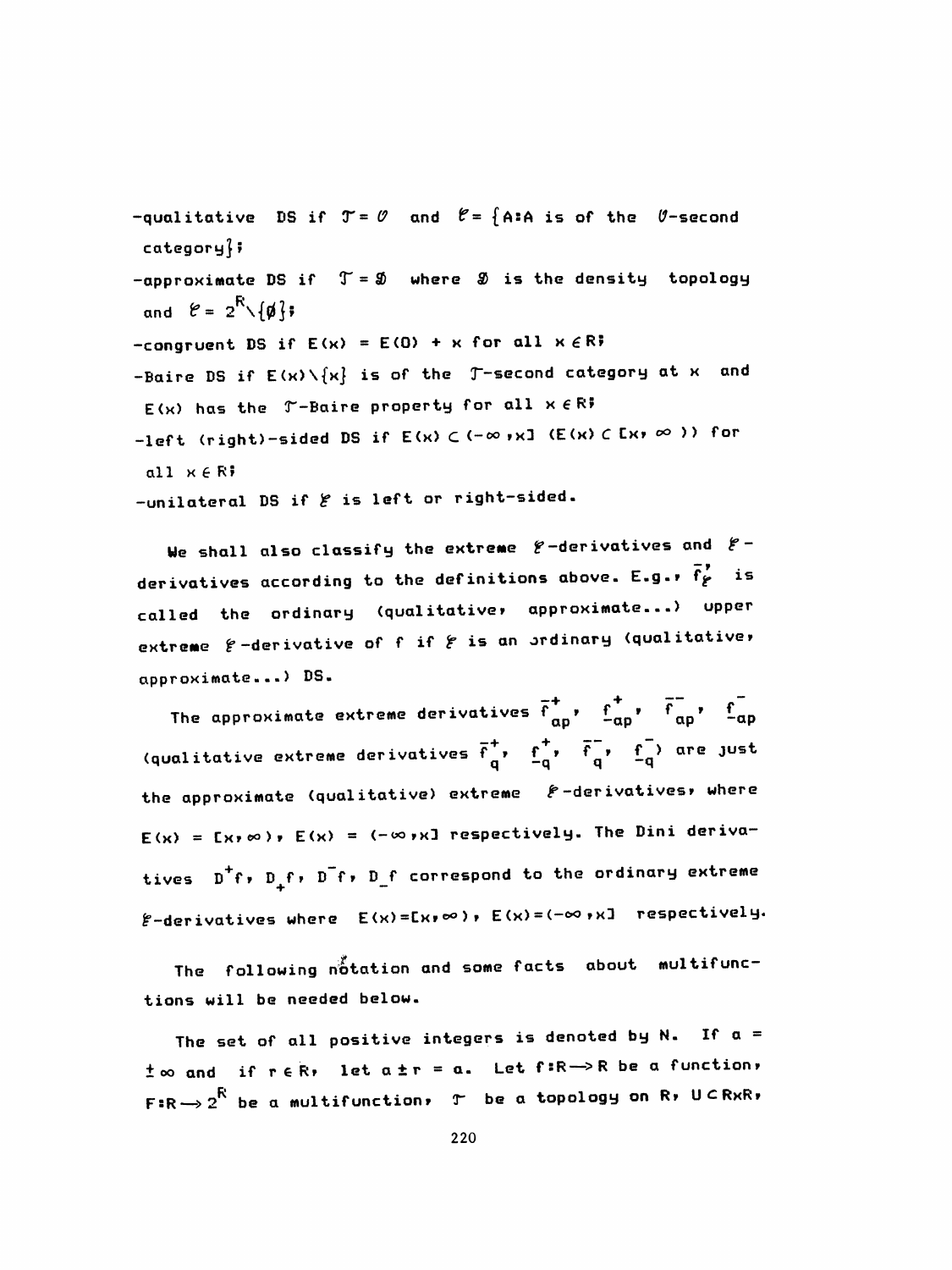-qualitative DS if $\mathcal{T} = \mathcal{O}$ and $\mathcal{E} = \{A : A$ is of the $\mathcal{O}$-second category$\}$;

-approximate DS if $\mathcal{T} = \mathcal{D}$ where $\mathcal{D}$ is the density topology and $\mathcal{E} = 2^R \setminus \{\emptyset\}$;

-congruent DS if $E(x) = E(0) + x$ for all $x \in R$;

-Baire DS if $E(x) \setminus \{x\}$ is of the $\mathcal{T}$-second category at $x$ and $E(x)$ has the $\mathcal{T}$-Baire property for all $x \in R$;

-left (right)-sided DS if $E(x) \subset (-\infty, x]$ $(E(x) \subset [x, \infty))$ for all $x \in R$;

-unilateral DS if $\mathcal{E}$ is left or right-sided.

We shall also classify the extreme $\mathcal{E}$-derivatives and $\mathcal{E}$-derivatives according to the definitions above. E.g., $\overline{f}'_{\mathcal{E}}$ is called the ordinary (qualitative, approximate...) upper extreme $\mathcal{E}$-derivative of f if $\mathcal{E}$ is an ordinary (qualitative, approximate...) DS.

The approximate extreme derivatives $\overline{f}^{+}_{ap}$, $\underline{f}^{+}_{ap}$, $\overline{f}^{-}_{ap}$, $\underline{f}^{-}_{ap}$ (qualitative extreme derivatives $\overline{f}^{+}_{q}$, $\underline{f}^{+}_{q}$, $\overline{f}^{-}_{q}$, $\underline{f}^{-}_{q}$) are just the approximate (qualitative) extreme $\mathcal{E}$-derivatives, where $E(x) = [x, \infty)$, $E(x) = (-\infty, x]$ respectively. The Dini derivatives $D^{+}f$, $D_{+}f$, $D^{-}f$, $D_{-}f$ correspond to the ordinary extreme $\mathcal{E}$-derivatives where $E(x) = [x, \infty)$, $E(x) = (-\infty, x]$ respectively.

The following notation and some facts about multifunctions will be needed below.

The set of all positive integers is denoted by N. If $a = \pm\infty$ and if $r \in R$, let $a \pm r = a$. Let $f : R \to R$ be a function, $F : R \to 2^R$ be a multifunction, $\mathcal{T}$ be a topology on R, $U \subset R \times R$,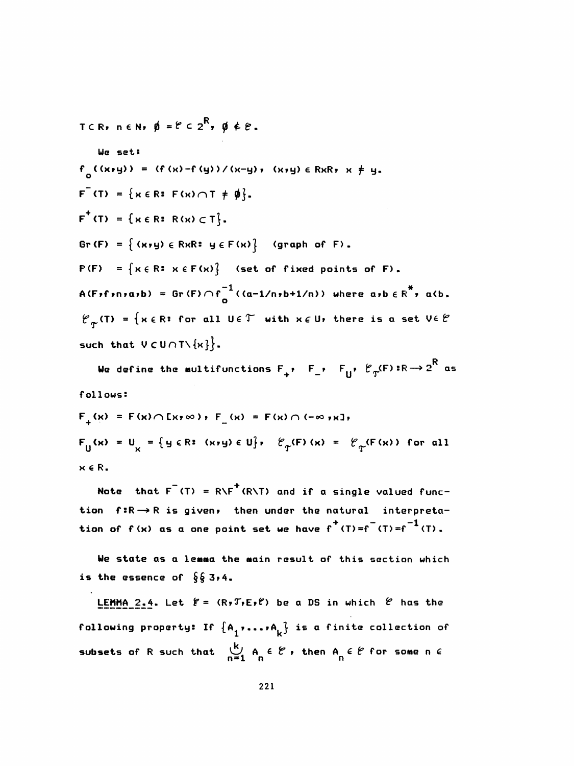$T \subset R$, $n \in N$, $\emptyset = \mathcal{C} \subset 2^R$, $\emptyset \notin \mathcal{C}$.

We set:

$f_o((x,y)) = (f(x)-f(y))/(x-y)$, $(x,y) \in R\times R$, $x \neq y$.

$F^-(T) = \{x \in R\colon F(x) \cap T \neq \emptyset\}$.

$F^+(T) = \{x \in R\colon R(x) \subset T\}$.

$Gr(F) = \{(x,y) \in R\times R\colon y \in F(x)\}$ (graph of F).

$P(F) = \{x \in R\colon x \in F(x)\}$ (set of fixed points of F).

$A(F,f,n,a,b) = Gr(F) \cap f_o^{-1}((a-1/n, b+1/n))$ where $a,b \in R^*$, $a<b$.

$\mathcal{C}_{\mathcal{T}}(T) = \{x \in R\colon$ for all $U \in \mathcal{T}$ with $x \in U$, there is a set $V \in \mathcal{C}$ such that $V \subset U \cap T\setminus\{x\}\}$.

We define the multifunctions $F_+$, $F_-$, $F_U$, $\mathcal{C}_{\mathcal{T}}(F)\colon R \to 2^R$ as follows:

$F_+(x) = F(x) \cap [x,\infty)$, $F_-(x) = F(x) \cap (-\infty, x]$,

$F_U(x) = U_x = \{y \in R\colon (x,y) \in U\}$, $\mathcal{C}_{\mathcal{T}}(F)(x) = \mathcal{C}_{\mathcal{T}}(F(x))$ for all $x \in R$.

Note that $F^-(T) = R\setminus F^+(R\setminus T)$ and if a single valued function $f\colon R \to R$ is given, then under the natural interpretation of $f(x)$ as a one point set we have $f^+(T) = f^-(T) = f^{-1}(T)$.

We state as a lemma the main result of this section which is the essence of §§ 3,4.

LEMMA 2.4. Let $\mathcal{E} = (R,\mathcal{T},E,\mathcal{C})$ be a DS in which $\mathcal{C}$ has the following property: If $\{A_1,\ldots,A_k\}$ is a finite collection of subsets of R such that $\bigcup_{n=1}^{k} A_n \in \mathcal{C}$, then $A_n \in \mathcal{C}$ for some $n \in$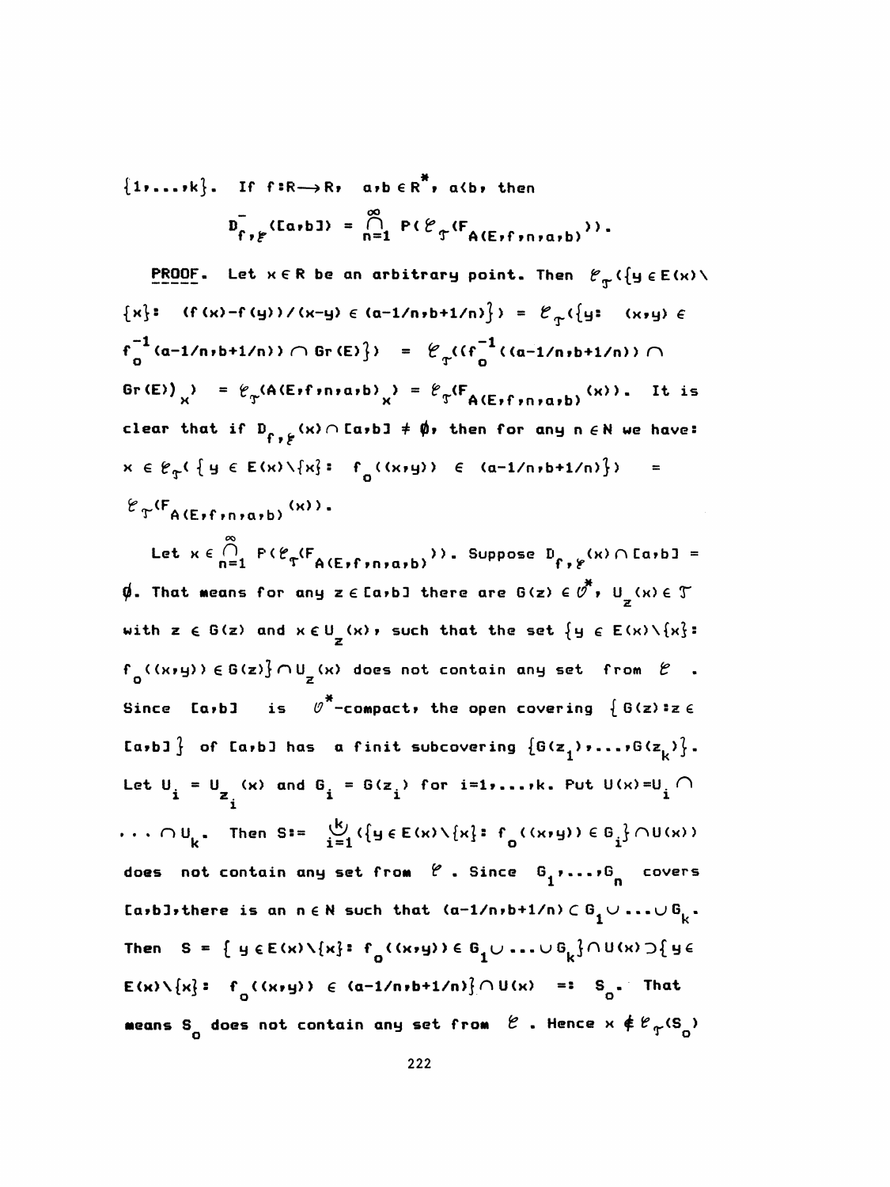$\{1,\dots,k\}$. If $f:R\longrightarrow R$, $a,b\in R^*$, $a<b$, then

$$D^-_{f,\mathcal{E}}([a,b]) = \bigcap_{n=1}^{\infty} P(\mathcal{E}_{\mathcal{T}}(F_{A(E,f,n,a,b)})).$$

**PROOF.** Let $x\in R$ be an arbitrary point. Then $\mathcal{E}_{\mathcal{T}}(\{y\in E(x)\setminus\{x\}:\ (f(x)-f(y))/(x-y)\in(a-1/n,b+1/n)\}) = \mathcal{E}_{\mathcal{T}}(\{y:\ (x,y)\in f_o^{-1}(a-1/n,b+1/n))\cap Gr(E)\}) = \mathcal{E}_{\mathcal{T}}((f_o^{-1}((a-1/n,b+1/n))\cap Gr(E))_x) = \mathcal{E}_{\mathcal{T}}(A(E,f,n,a,b)_x) = \mathcal{E}_{\mathcal{T}}(F_{A(E,f,n,a,b)}(x))$. It is clear that if $D_{f,\mathcal{E}}(x)\cap[a,b]\neq\emptyset$, then for any $n\in N$ we have: $x\in\mathcal{E}_{\mathcal{T}}(\{y\in E(x)\setminus\{x\}:\ f_o((x,y))\in(a-1/n,b+1/n)\}) = \mathcal{E}_{\mathcal{T}}(F_{A(E,f,n,a,b)}(x))$.

Let $x\in\bigcap_{n=1}^{\infty}P(\mathcal{E}_{\mathcal{T}}(F_{A(E,f,n,a,b)}))$. Suppose $D_{f,\mathcal{E}}(x)\cap[a,b]=\emptyset$. That means for any $z\in[a,b]$ there are $G(z)\in\mathcal{O}^*$, $U_z(x)\in\mathcal{T}$ with $z\in G(z)$ and $x\in U_z(x)$, such that the set $\{y\in E(x)\setminus\{x\}:\ f_o((x,y))\in G(z)\}\cap U_z(x)$ does not contain any set from $\mathcal{E}$. Since $[a,b]$ is $\mathcal{O}^*$-compact, the open covering $\{G(z):z\in[a,b]\}$ of $[a,b]$ has a finite subcovering $\{G(z_1),\dots,G(z_k)\}$. Let $U_i=U_{z_i}(x)$ and $G_i=G(z_i)$ for $i=1,\dots,k$. Put $U(x)=U_1\cap\dots\cap U_k$. Then $S:=\bigcup_{i=1}^{k}(\{y\in E(x)\setminus\{x\}:\ f_o((x,y))\in G_i\}\cap U(x))$ does not contain any set from $\mathcal{E}$. Since $G_1,\dots,G_n$ covers $[a,b]$, there is an $n\in N$ such that $(a-1/n,b+1/n)\subset G_1\cup\dots\cup G_k$. Then $S=\{y\in E(x)\setminus\{x\}:\ f_o((x,y))\in G_1\cup\dots\cup G_k\}\cap U(x)\supset\{y\in E(x)\setminus\{x\}:\ f_o((x,y))\in(a-1/n,b+1/n)\}\cap U(x) =: S_o$. That means $S_o$ does not contain any set from $\mathcal{E}$. Hence $x\notin\mathcal{E}_{\mathcal{T}}(S_o)$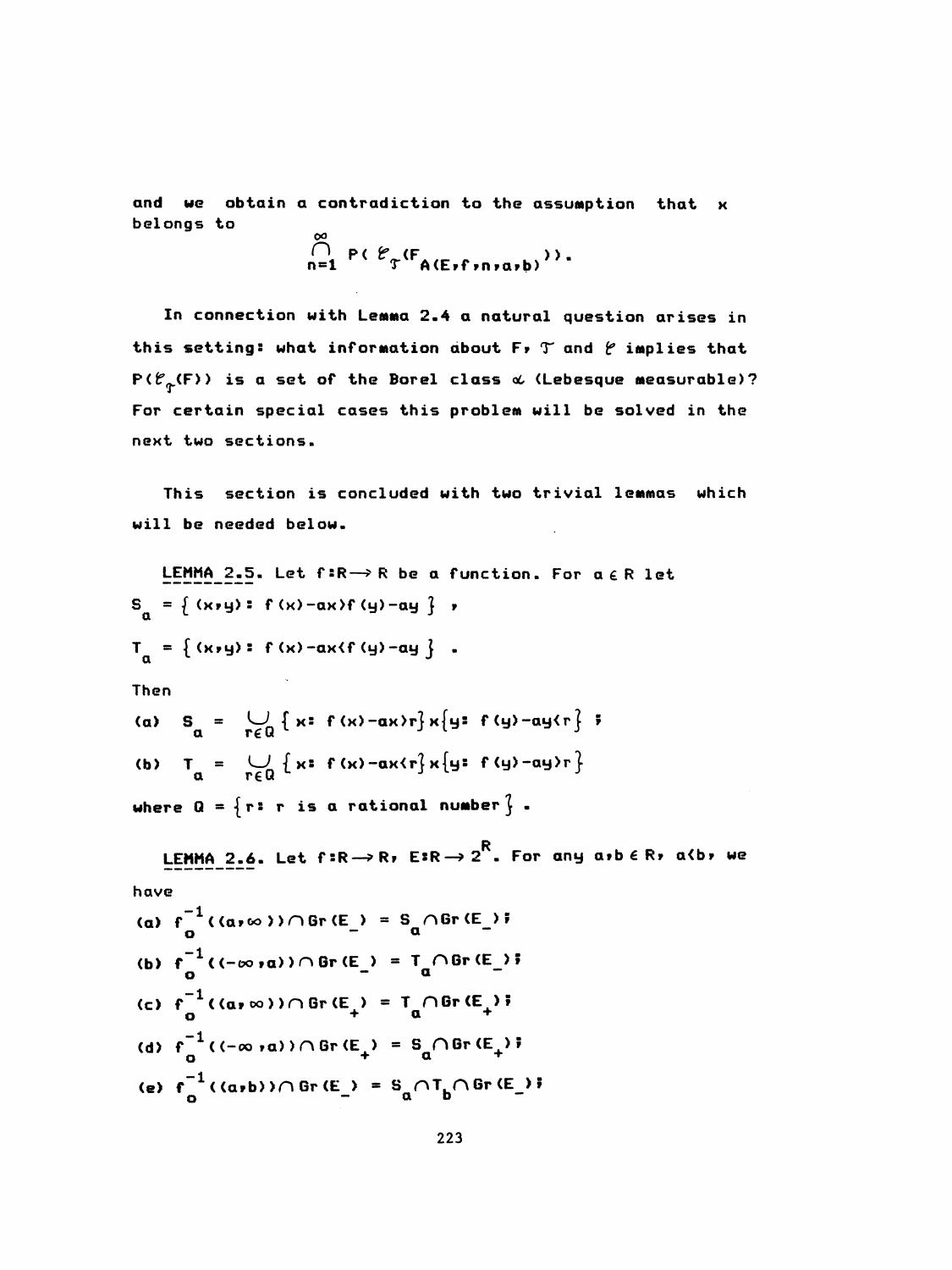and we obtain a contradiction to the assumption that x belongs to

$$\bigcap_{n=1}^{\infty} P( \mathscr{C}_{\mathcal{T}}(F_{A(E,f,n,a,b)})).$$

In connection with Lemma 2.4 a natural question arises in this setting: what information about F, $\mathcal{T}$ and $\mathscr{C}$ implies that $P(\mathscr{C}_{\mathcal{T}}(F))$ is a set of the Borel class $\alpha$ (Lebesgue measurable)? For certain special cases this problem will be solved in the next two sections.

This section is concluded with two trivial lemmas which will be needed below.

<u>LEMMA 2.5</u>. Let $f:R \to R$ be a function. For $a \in R$ let

$S_a = \{ (x,y): f(x)-ax>f(y)-ay \}$ ,

$T_a = \{ (x,y): f(x)-ax<f(y)-ay \}$ .

Then

(a) $S_a = \bigcup_{r\in Q} \{ x: f(x)-ax>r\} \times \{y: f(y)-ay<r\}$ ;

(b) $T_a = \bigcup_{r\in Q} \{ x: f(x)-ax<r\} \times \{y: f(y)-ay>r\}$

where $Q = \{r: r \text{ is a rational number}\}$ .

<u>LEMMA 2.6</u>. Let $f:R \to R$, $E:R \to 2^R$. For any $a,b \in R$, $a<b$, we have

(a) $f_o^{-1}((a,\infty)) \cap Gr(E_-) = S_a \cap Gr(E_-)$;

(b) $f_o^{-1}((-\infty,a)) \cap Gr(E_-) = T_a \cap Gr(E_-)$;

(c) $f_o^{-1}((a,\infty)) \cap Gr(E_+) = T_a \cap Gr(E_+)$;

(d) $f_o^{-1}((-\infty,a)) \cap Gr(E_+) = S_a \cap Gr(E_+)$;

(e) $f_o^{-1}((a,b)) \cap Gr(E_-) = S_a \cap T_b \cap Gr(E_-)$;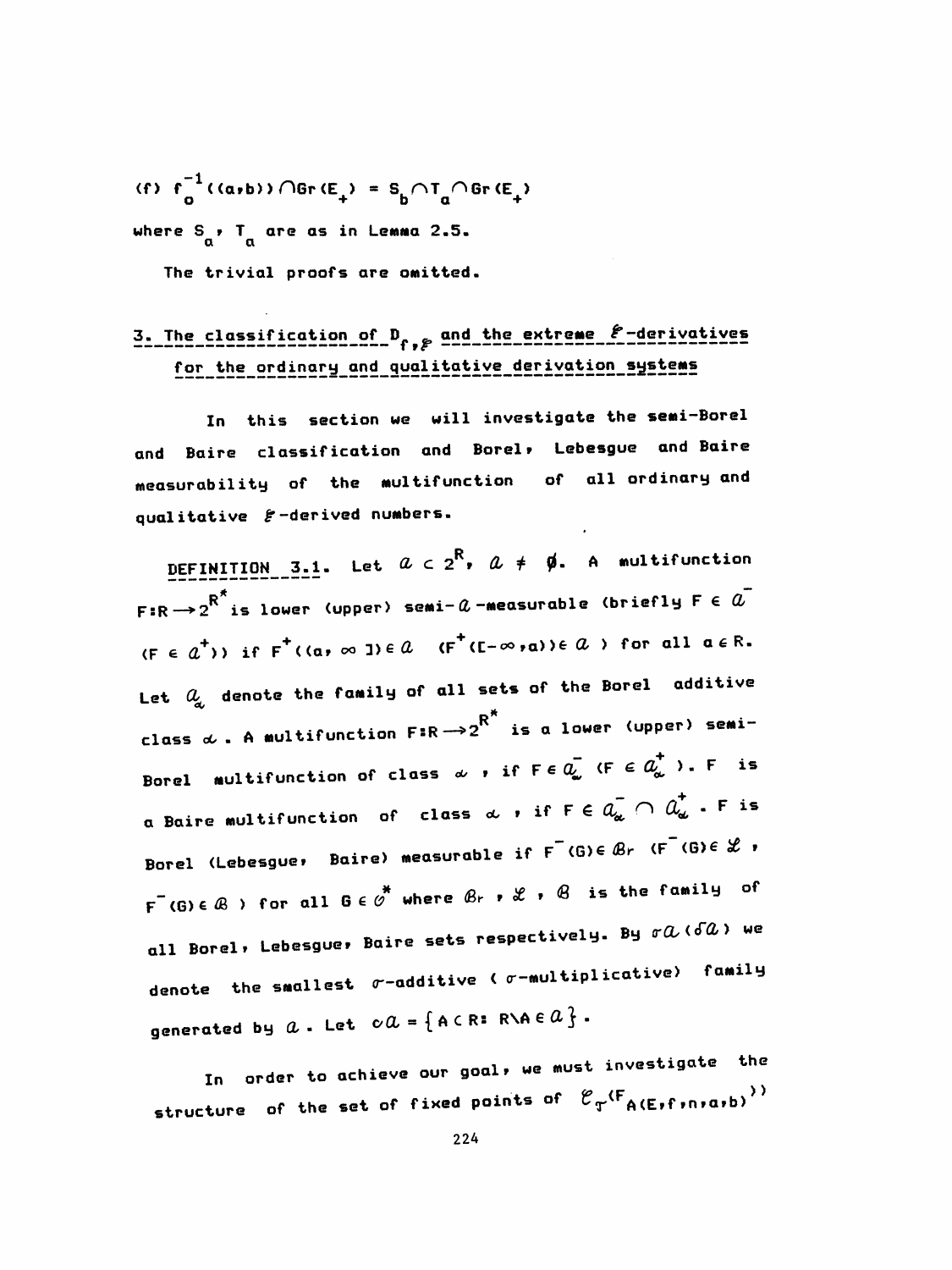(f) $f_o^{-1}((a,b)) \cap Gr(E_+) = S_b \cap T_a \cap Gr(E_+)$

where $S_a$, $T_a$ are as in Lemma 2.5.

The trivial proofs are omitted.

## 3. The classification of $D_{f,\mathcal{E}}$ and the extreme $\mathcal{E}$-derivatives for the ordinary and qualitative derivation systems

In this section we will investigate the semi-Borel and Baire classification and Borel, Lebesgue and Baire measurability of the multifunction of all ordinary and qualitative $\mathcal{E}$-derived numbers.

DEFINITION 3.1. Let $\mathcal{A} \subset 2^{R}$, $\mathcal{A} \neq \emptyset$. A multifunction $F: R \to 2^{R^*}$ is lower (upper) semi-$\mathcal{A}$-measurable (briefly $F \in \mathcal{A}^-$ ($F \in \mathcal{A}^+$)) if $F^+((a,\infty]) \in \mathcal{A}$ ($F^+([-\infty,a)) \in \mathcal{A}$) for all $a \in R$. Let $\mathcal{A}_\alpha$ denote the family of all sets of the Borel additive class $\alpha$. A multifunction $F: R \to 2^{R^*}$ is a lower (upper) semi-Borel multifunction of class $\alpha$, if $F \in \mathcal{A}_\alpha^-$ ($F \in \mathcal{A}_\alpha^+$). $F$ is a Baire multifunction of class $\alpha$, if $F \in \mathcal{A}_\alpha^- \cap \mathcal{A}_\alpha^+$. $F$ is Borel (Lebesgue, Baire) measurable if $F^-(G) \in \mathcal{B}r$ ($F^-(G) \in \mathcal{L}$, $F^-(G) \in \mathcal{B}$) for all $G \in \mathcal{O}^*$ where $\mathcal{B}r$, $\mathcal{L}$, $\mathcal{B}$ is the family of all Borel, Lebesgue, Baire sets respectively. By $\sigma\mathcal{A}$ ($\delta\mathcal{A}$) we denote the smallest $\sigma$-additive ($\sigma$-multiplicative) family generated by $\mathcal{A}$. Let $c\mathcal{A} = \{A \subset R: R \setminus A \in \mathcal{A}\}$.

In order to achieve our goal, we must investigate the structure of the set of fixed points of $\mathcal{C}_{\mathcal{T}}(F_{A(E,f,n,a,b)})$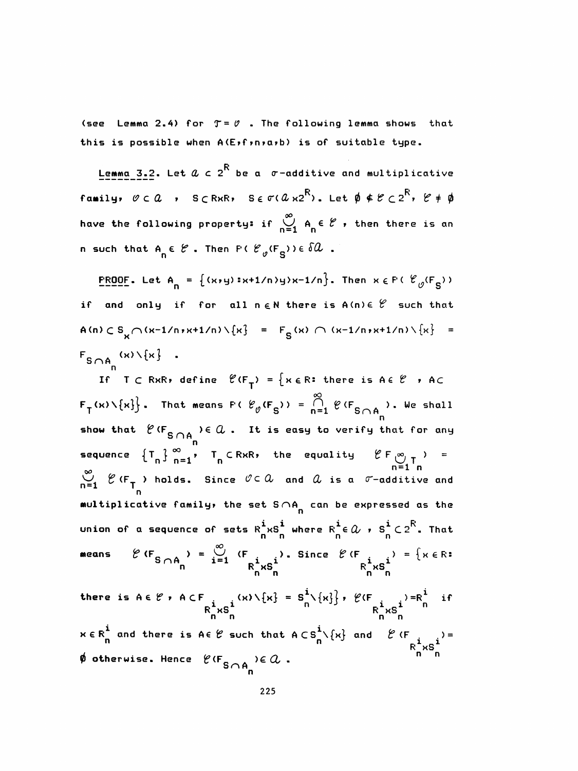(see Lemma 2.4) for $\mathcal{T} = \mathcal{O}$ . The following lemma shows that this is possible when $A(E,f,n,a,b)$ is of suitable type.

**Lemma 3.2.** Let $\mathcal{A} \subset 2^R$ be a $\sigma$-additive and multiplicative family, $\mathcal{O} \subset \mathcal{A}$ , $S \subset R\times R$, $S \in \sigma(\mathcal{A} \times 2^R)$. Let $\emptyset \notin \mathcal{E} \subset 2^R$, $\mathcal{E} \neq \emptyset$ have the following property: if $\bigcup_{n=1}^{\infty} A_n \in \mathcal{E}$ , then there is an n such that $A_n \in \mathcal{E}$ . Then $F(\mathcal{E}_{\mathcal{O}}(F_S)) \in \delta\mathcal{A}$ .

PROOF. Let $A_n = \{(x,y): x+1/n>y>x-1/n\}$. Then $x \in F(\mathcal{E}_{\mathcal{O}}(F_S))$ if and only if for all $n \in N$ there is $A(n) \in \mathcal{E}$ such that $A(n) \subset S_x \cap (x-1/n, x+1/n) \setminus \{x\} = F_S(x) \cap (x-1/n, x+1/n)\setminus\{x\} = F_{S\cap A_n}(x)\setminus\{x\}$ .

If $T \subset R\times R$, define $\mathcal{E}(F_T) = \{x \in R:$ there is $A \in \mathcal{E}$ , $A \subset F_T(x)\setminus\{x\}\}$. That means $F(\mathcal{E}_{\mathcal{O}}(F_S)) = \bigcap_{n=1}^{\infty} \mathcal{E}(F_{S\cap A_n})$. We shall show that $\mathcal{E}(F_{S\cap A_n}) \in \mathcal{A}$ . It is easy to verify that for any sequence $\{T_n\}_{n=1}^{\infty}$, $T_n \subset R\times R$, the equality $\mathcal{E} F_{\bigcup_{n=1}^{\infty} T_n}) = \bigcup_{n=1}^{\infty} \mathcal{E}(F_{T_n})$ holds. Since $\mathcal{O} \subset \mathcal{A}$ and $\mathcal{A}$ is a $\sigma$-additive and multiplicative family, the set $S\cap A_n$ can be expressed as the union of a sequence of sets $R_n^i \times S_n^i$ where $R_n^i \in \mathcal{A}$ , $S_n^i \subset 2^R$. That means $\mathcal{E}(F_{S\cap A_n}) = \bigcup_{i=1}^{\infty} (F_{R_n^i\times S_n^i})$. Since $\mathcal{E}(F_{R_n^i\times S_n^i}) = \{x \in R:$ there is $A \in \mathcal{E}$ , $A \subset F_{R_n^i\times S_n^i}(x)\setminus\{x\} = S_n^i\setminus\{x\}\}$, $\mathcal{E}(F_{R_n^i\times S_n^i}) = R_n^i$ if $x \in R_n^i$ and there is $A \in \mathcal{E}$ such that $A \subset S_n^i\setminus\{x\}$ and $\mathcal{E}(F_{R_n^i\times S_n^i}) = \emptyset$ otherwise. Hence $\mathcal{E}(F_{S\cap A_n}) \in \mathcal{A}$ .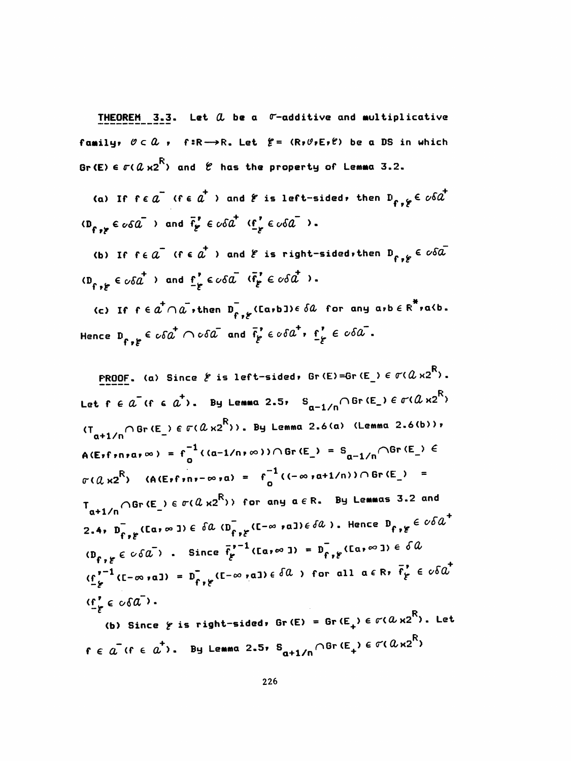**THEOREM 3.3.** Let $\mathcal{A}$ be a $\sigma$-additive and multiplicative family, $\mathcal{O} \subset \mathcal{A}$, $f: R \longrightarrow R$. Let $\mathcal{E} = (R, \mathcal{O}, E, \mathcal{C})$ be a DS in which $Gr(E) \in \sigma(\mathcal{A} \times 2^R)$ and $\mathcal{C}$ has the property of Lemma 3.2.

(a) If $f \in \mathcal{A}^-$ ($f \in \mathcal{A}^+$) and $\mathcal{E}$ is left-sided, then $D_{f,\mathcal{E}} \in \mathcal{o}\delta\mathcal{A}^+$ ($D_{f,\mathcal{E}} \in \mathcal{o}\delta\mathcal{A}^-$) and $\bar{f}'_{\mathcal{E}} \in \mathcal{o}\delta\mathcal{A}^+$ ($\underline{f}'_{\mathcal{E}} \in \mathcal{o}\delta\mathcal{A}^-$).

(b) If $f \in \mathcal{A}^-$ ($f \in \mathcal{A}^+$) and $\mathcal{E}$ is right-sided, then $D_{f,\mathcal{E}} \in \mathcal{o}\delta\mathcal{A}^-$ ($D_{f,\mathcal{E}} \in \mathcal{o}\delta\mathcal{A}^+$) and $\underline{f}'_{\mathcal{E}} \in \mathcal{o}\delta\mathcal{A}^-$ ($\bar{f}'_{\mathcal{E}} \in \mathcal{o}\delta\mathcal{A}^+$).

(c) If $f \in \mathcal{A}^+ \cap \mathcal{A}^-$, then $D^-_{f,\mathcal{E}}([a,b]) \in \delta\mathcal{A}$ for any $a, b \in R^*$, $a<b$. Hence $D_{f,\mathcal{E}} \in \mathcal{o}\delta\mathcal{A}^+ \cap \mathcal{o}\delta\mathcal{A}^-$ and $\bar{f}'_{\mathcal{E}} \in \mathcal{o}\delta\mathcal{A}^+$, $\underline{f}'_{\mathcal{E}} \in \mathcal{o}\delta\mathcal{A}^-$.

PROOF. (a) Since $\mathcal{E}$ is left-sided, $Gr(E) = Gr(E_-) \in \sigma(\mathcal{A} \times 2^R)$. Let $f \in \mathcal{A}^-$ ($f \in \mathcal{A}^+$). By Lemma 2.5, $S_{a-1/n} \cap Gr(E_-) \in \sigma(\mathcal{A} \times 2^R)$ ($T_{a+1/n} \cap Gr(E_-) \in \sigma(\mathcal{A} \times 2^R)$). By Lemma 2.6(a) (Lemma 2.6(b)), $A(E,f,n,a,\infty) = f_o^{-1}((a-1/n,\infty)) \cap Gr(E_-) = S_{a-1/n} \cap Gr(E_-) \in \sigma(\mathcal{A} \times 2^R)$ ($A(E,f,n,-\infty,a) = f_o^{-1}((-\infty,a+1/n)) \cap Gr(E_-) = T_{a+1/n} \cap Gr(E_-) \in \sigma(\mathcal{A} \times 2^R)$) for any $a \in R$. By Lemmas 3.2 and 2.4, $D^-_{f,\mathcal{E}}([a,\infty]) \in \delta\mathcal{A}$ ($D^-_{f,\mathcal{E}}([-\infty,a]) \in \delta\mathcal{A}$). Hence $D_{f,\mathcal{E}} \in \mathcal{o}\delta\mathcal{A}^+$ ($D_{f,\mathcal{E}} \in \mathcal{o}\delta\mathcal{A}^-$). Since $\bar{f}'^{-1}_{\mathcal{E}}([a,\infty]) = D^-_{f,\mathcal{E}}([a,\infty]) \in \delta\mathcal{A}$ ($\underline{f}'^{-1}_{\mathcal{E}}([-\infty,a]) = D^-_{f,\mathcal{E}}([-\infty,a]) \in \delta\mathcal{A}$) for all $a \in R$, $\bar{f}'_{\mathcal{E}} \in \mathcal{o}\delta\mathcal{A}^+$ ($\underline{f}'_{\mathcal{E}} \in \mathcal{o}\delta\mathcal{A}^-$).

(b) Since $\mathcal{E}$ is right-sided, $Gr(E) = Gr(E_+) \in \sigma(\mathcal{A} \times 2^R)$. Let $f \in \mathcal{A}^-$ ($f \in \mathcal{A}^+$). By Lemma 2.5, $S_{a+1/n} \cap Gr(E_+) \in \sigma(\mathcal{A} \times 2^R)$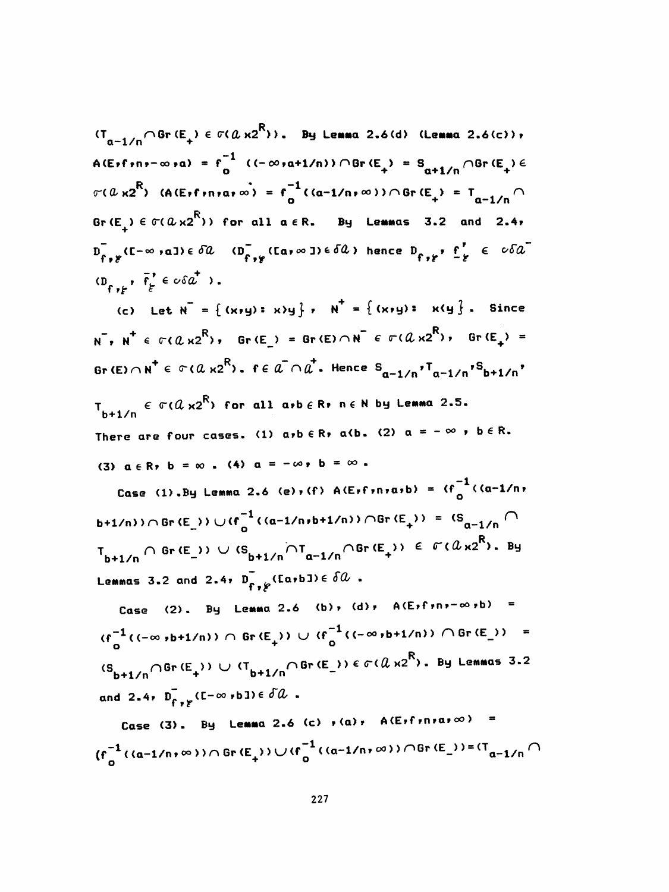$(T_{a-1/n} \cap Gr(E_+) \in \sigma(\mathcal{A} \times 2^R))$. By Lemma 2.6(d) (Lemma 2.6(c)), $A(E,f,n,-\infty,a) = f_o^{-1}((-\infty,a+1/n)) \cap Gr(E_+) = S_{a+1/n} \cap Gr(E_+) \in \sigma(\mathcal{A} \times 2^R)$ $(A(E,f,n,a,\infty) = f_o^{-1}((a-1/n,\infty)) \cap Gr(E_+) = T_{a-1/n} \cap Gr(E_+) \in \sigma(\mathcal{A} \times 2^R))$ for all $a \in R$. By Lemmas 3.2 and 2.4, $D^-_{f,\mathcal{F}}([-\infty,a]) \in \delta\mathcal{A}$ $(D^-_{f,\mathcal{F}}([a,\infty]) \in \delta\mathcal{A})$ hence $D_{f,\mathcal{F}}, \underline{f}'_{\mathcal{F}} \in \mathcal{c}\delta\mathcal{A}^-$ $(D_{f,\mathcal{F}}, \bar{f}'_{\mathcal{F}} \in \mathcal{c}\delta\mathcal{A}^+)$.

(c) Let $N^- = \{(x,y): x>y\}$, $N^+ = \{(x,y): x<y\}$. Since $N^-, N^+ \in \sigma(\mathcal{A} \times 2^R)$, $Gr(E_-) = Gr(E) \cap N^- \in \sigma(\mathcal{A} \times 2^R)$, $Gr(E_+) = Gr(E) \cap N^+ \in \sigma(\mathcal{A} \times 2^R)$. $f \in \mathcal{A}^- \cap \mathcal{A}^+$. Hence $S_{a-1/n}, T_{a-1/n}, S_{b+1/n}, T_{b+1/n} \in \sigma(\mathcal{A} \times 2^R)$ for all $a,b \in R$, $n \in N$ by Lemma 2.5.

There are four cases. (1) $a,b \in R$, $a<b$. (2) $a = -\infty$, $b \in R$. (3) $a \in R$, $b = \infty$. (4) $a = -\infty$, $b = \infty$.

Case (1). By Lemma 2.6 (e), (f) $A(E,f,n,a,b) = (f_o^{-1}((a-1/n, b+1/n)) \cap Gr(E_-)) \cup (f_o^{-1}((a-1/n,b+1/n)) \cap Gr(E_+)) = (S_{a-1/n} \cap T_{b+1/n} \cap Gr(E_-)) \cup (S_{b+1/n} \cap T_{a-1/n} \cap Gr(E_+)) \in \sigma(\mathcal{A} \times 2^R)$. By Lemmas 3.2 and 2.4, $D^-_{f,\mathcal{F}}([a,b]) \in \delta\mathcal{A}$.

Case (2). By Lemma 2.6 (b), (d), $A(E,f,n,-\infty,b) = (f_o^{-1}((-\infty,b+1/n)) \cap Gr(E_+)) \cup (f_o^{-1}((-\infty,b+1/n)) \cap Gr(E_-)) = (S_{b+1/n} \cap Gr(E_+)) \cup (T_{b+1/n} \cap Gr(E_-)) \in \sigma(\mathcal{A} \times 2^R)$. By Lemmas 3.2 and 2.4, $D^-_{f,\mathcal{F}}([-\infty,b]) \in \delta\mathcal{A}$.

Case (3). By Lemma 2.6 (c), (a), $A(E,f,n,a,\infty) = (f_o^{-1}((a-1/n,\infty)) \cap Gr(E_+)) \cup (f_o^{-1}((a-1/n,\infty)) \cap Gr(E_-)) = (T_{a-1/n} \cap$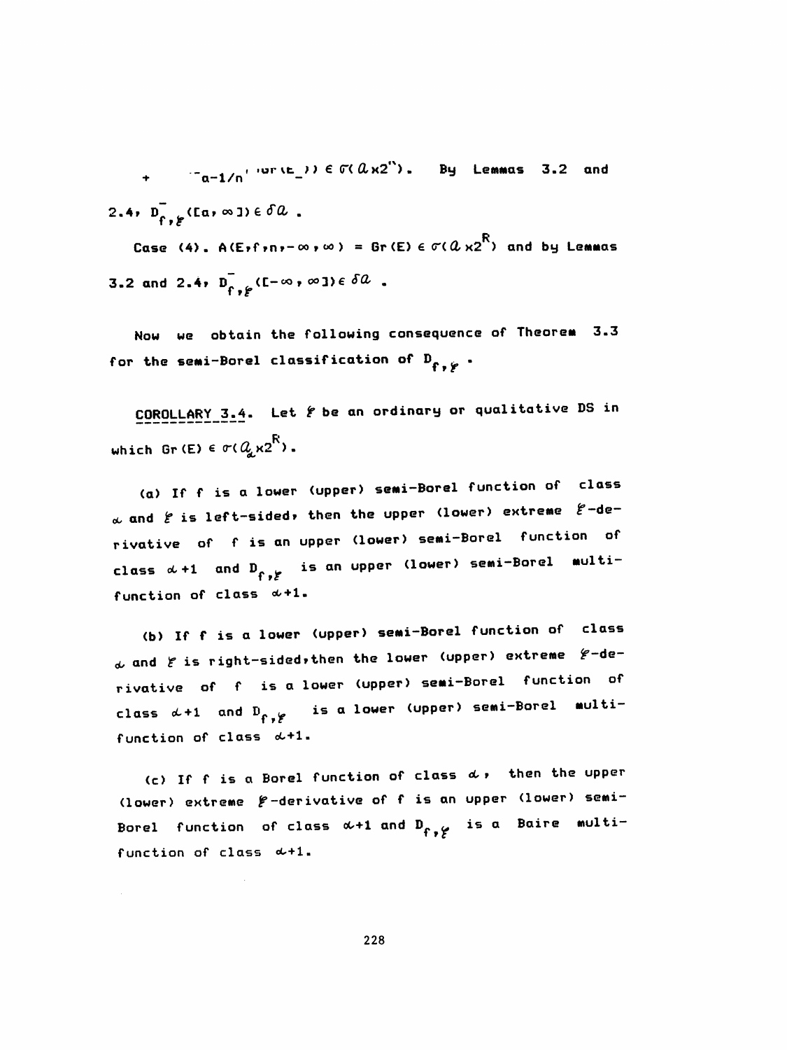$+ \quad \cdot\cdot_{a-1/n} \cdot \mathrm{Gr}(E_-)) \in \sigma(\mathcal{A}\times 2^{R})$. By Lemmas 3.2 and 2.4, $D^-_{f,\mathscr{E}}([a,\infty]) \in \delta\mathcal{A}$.

Case (4). $A(E,f,n,-\infty,\infty) = \mathrm{Gr}(E) \in \sigma(\mathcal{A}\times 2^{R})$ and by Lemmas 3.2 and 2.4, $D^-_{f,\mathscr{E}}([-\infty,\infty]) \in \delta\mathcal{A}$.

Now we obtain the following consequence of Theorem 3.3 for the semi-Borel classification of $D_{f,\mathscr{E}}$.

COROLLARY 3.4. Let $\mathscr{E}$ be an ordinary or qualitative DS in which $\mathrm{Gr}(E) \in \sigma(\mathcal{A}_\alpha \times 2^{R})$.

(a) If $f$ is a lower (upper) semi-Borel function of class $\alpha$ and $\mathscr{E}$ is left-sided, then the upper (lower) extreme $\mathscr{E}$-derivative of $f$ is an upper (lower) semi-Borel function of class $\alpha+1$ and $D_{f,\mathscr{E}}$ is an upper (lower) semi-Borel multifunction of class $\alpha+1$.

(b) If $f$ is a lower (upper) semi-Borel function of class $\alpha$ and $\mathscr{E}$ is right-sided, then the lower (upper) extreme $\mathscr{E}$-derivative of $f$ is a lower (upper) semi-Borel function of class $\alpha+1$ and $D_{f,\mathscr{E}}$ is a lower (upper) semi-Borel multifunction of class $\alpha+1$.

(c) If $f$ is a Borel function of class $\alpha$, then the upper (lower) extreme $\mathscr{E}$-derivative of $f$ is an upper (lower) semi-Borel function of class $\alpha+1$ and $D_{f,\mathscr{E}}$ is a Baire multifunction of class $\alpha+1$.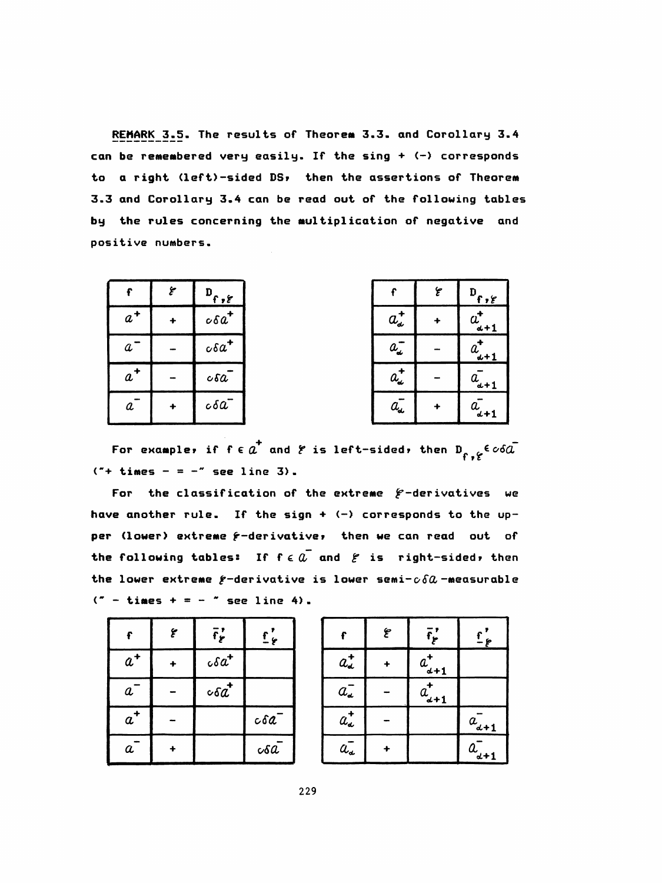REMARK 3.5. The results of Theorem 3.3. and Corollary 3.4 can be remembered very easily. If the sing + (−) corresponds to a right (left)-sided DS, then the assertions of Theorem 3.3 and Corollary 3.4 can be read out of the following tables by the rules concerning the multiplication of negative and positive numbers.

| $f$ | $\mathcal{E}$ | $D_{f,\mathcal{E}}$ |
|---|---|---|
| $\mathcal{A}^+$ | + | $c\delta\mathcal{A}^+$ |
| $\mathcal{A}^-$ | − | $c\delta\mathcal{A}^+$ |
| $\mathcal{A}^+$ | − | $c\delta\mathcal{A}^-$ |
| $\mathcal{A}^-$ | + | $c\delta\mathcal{A}^-$ |

| $f$ | $\mathcal{E}$ | $D_{f,\mathcal{E}}$ |
|---|---|---|
| $\mathcal{A}^+_\alpha$ | + | $\mathcal{A}^+_{\alpha+1}$ |
| $\mathcal{A}^-_\alpha$ | − | $\mathcal{A}^+_{\alpha+1}$ |
| $\mathcal{A}^+_\alpha$ | − | $\mathcal{A}^-_{\alpha+1}$ |
| $\mathcal{A}^-_\alpha$ | + | $\mathcal{A}^-_{\alpha+1}$ |

For example, if $f \in \mathcal{A}^+$ and $\mathcal{E}$ is left-sided, then $D_{f,\mathcal{E}} \in c\delta\mathcal{A}^-$ ("+ times − = −" see line 3).

For the classification of the extreme $\mathcal{E}$-derivatives we have another rule. If the sign + (−) corresponds to the upper (lower) extreme $\mathcal{E}$-derivative, then we can read out of the following tables: If $f \in \mathcal{A}^-$ and $\mathcal{E}$ is right-sided, then the lower extreme $\mathcal{E}$-derivative is lower semi-$c\delta\mathcal{A}$-measurable ("− times + = −" see line 4).

| $f$ | $\mathcal{E}$ | $\overline{f}'_{\mathcal{E}}$ | $\underline{f}'_{\mathcal{E}}$ |
|---|---|---|---|
| $\mathcal{A}^+$ | + | $c\delta\mathcal{A}^+$ | |
| $\mathcal{A}^-$ | − | $c\delta\mathcal{A}^+$ | |
| $\mathcal{A}^+$ | − | | $c\delta\mathcal{A}^-$ |
| $\mathcal{A}^-$ | + | | $c\delta\mathcal{A}^-$ |

| $f$ | $\mathcal{E}$ | $\overline{f}'_{\mathcal{E}}$ | $\underline{f}'_{\mathcal{E}}$ |
|---|---|---|---|
| $\mathcal{A}^+_\alpha$ | + | $\mathcal{A}^+_{\alpha+1}$ | |
| $\mathcal{A}^-_\alpha$ | − | $\mathcal{A}^+_{\alpha+1}$ | |
| $\mathcal{A}^+_\alpha$ | − | | $\mathcal{A}^-_{\alpha+1}$ |
| $\mathcal{A}^-_\alpha$ | + | | $\mathcal{A}^-_{\alpha+1}$ |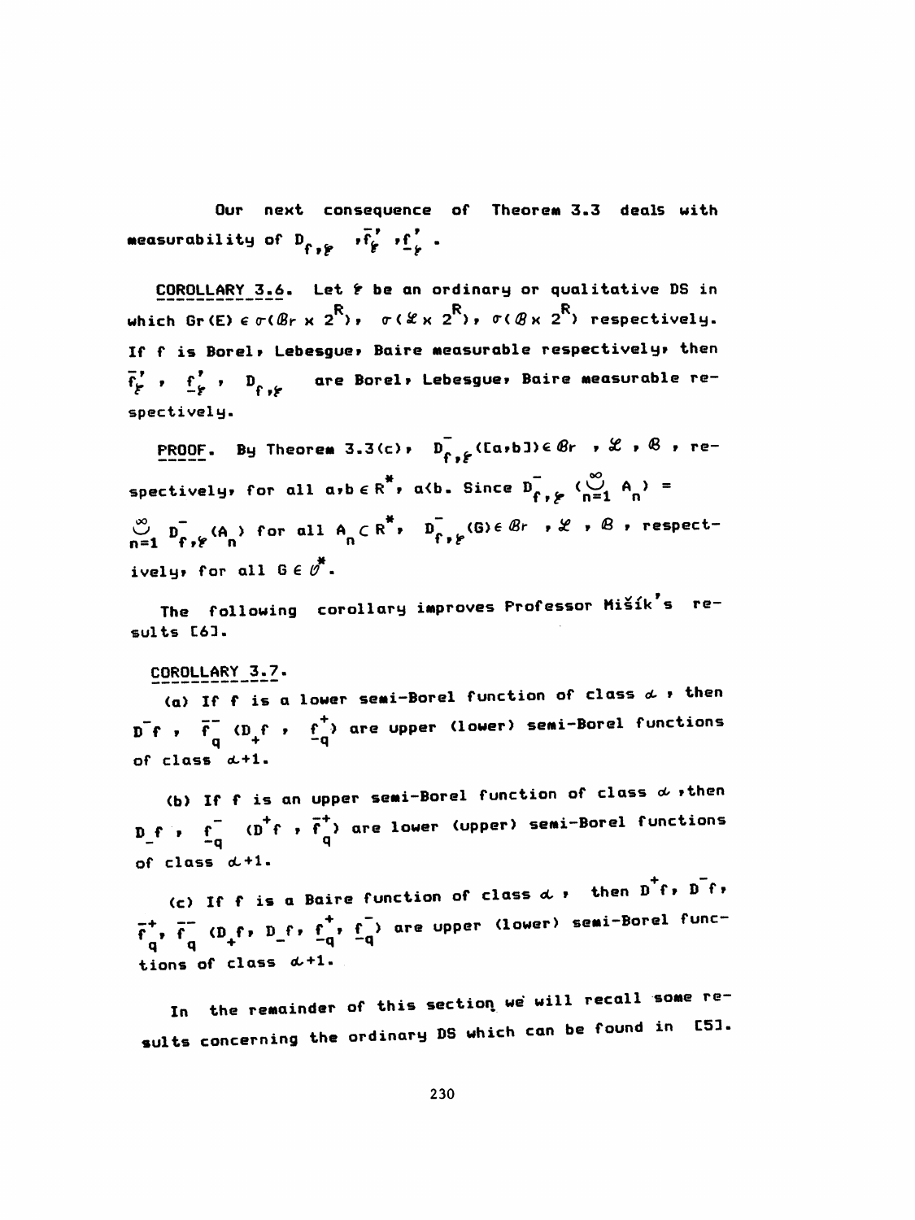Our next consequence of Theorem 3.3 deals with measurability of $D_{f,\mathcal{F}}$ $,\overline{f}'_{\mathcal{F}}$ $,\underline{f}'_{\mathcal{F}}$ .

<u>COROLLARY 3.6</u>. Let $\mathcal{F}$ be an ordinary or qualitative DS in which $\mathrm{Gr}(E) \in \sigma(\mathcal{B}r \times 2^{R})$, $\sigma(\mathcal{L} \times 2^{R})$, $\sigma(\mathcal{B} \times 2^{R})$ respectively. If f is Borel, Lebesgue, Baire measurable respectively, then $\overline{f}'_{\mathcal{F}}$ , $\underline{f}'_{\mathcal{F}}$ , $D_{f,\mathcal{F}}$ are Borel, Lebesgue, Baire measurable respectively.

<u>PROOF</u>. By Theorem 3.3(c), $D^{-}_{f,\mathcal{F}}([a,b]) \in \mathcal{B}r$ , $\mathcal{L}$ , $\mathcal{B}$ , respectively, for all $a,b \in R^{*}$, $a<b$. Since $D^{-}_{f,\mathcal{F}}(\bigcup_{n=1}^{\infty} A_n) = \bigcup_{n=1}^{\infty} D^{-}_{f,\mathcal{F}}(A_n)$ for all $A_n \subset R^{*}$, $D^{-}_{f,\mathcal{F}}(G) \in \mathcal{B}r$ , $\mathcal{L}$ , $\mathcal{B}$ , respectively, for all $G \in \mathcal{O}^{*}$.

The following corollary improves Professor Mišík's results [6].

<u>COROLLARY 3.7</u>.

(a) If f is a lower semi-Borel function of class $\alpha$ , then $D^{-}f$ , $\overline{f}^{-}_{q}$ ($D_{+}f$ , $\underline{f}^{+}_{q}$) are upper (lower) semi-Borel functions of class $\alpha+1$.

(b) If f is an upper semi-Borel function of class $\alpha$ , then $D_{-}f$ , $\underline{f}^{-}_{q}$ ($D^{+}f$ , $\overline{f}^{+}_{q}$) are lower (upper) semi-Borel functions of class $\alpha+1$.

(c) If f is a Baire function of class $\alpha$ , then $D^{+}f$, $D^{-}f$, $\overline{f}^{+}_{q}$, $\overline{f}^{-}_{q}$ ($D_{+}f$, $D_{-}f$, $\underline{f}^{+}_{q}$, $\underline{f}^{-}_{q}$) are upper (lower) semi-Borel functions of class $\alpha+1$.

In the remainder of this section we will recall some results concerning the ordinary DS which can be found in [5].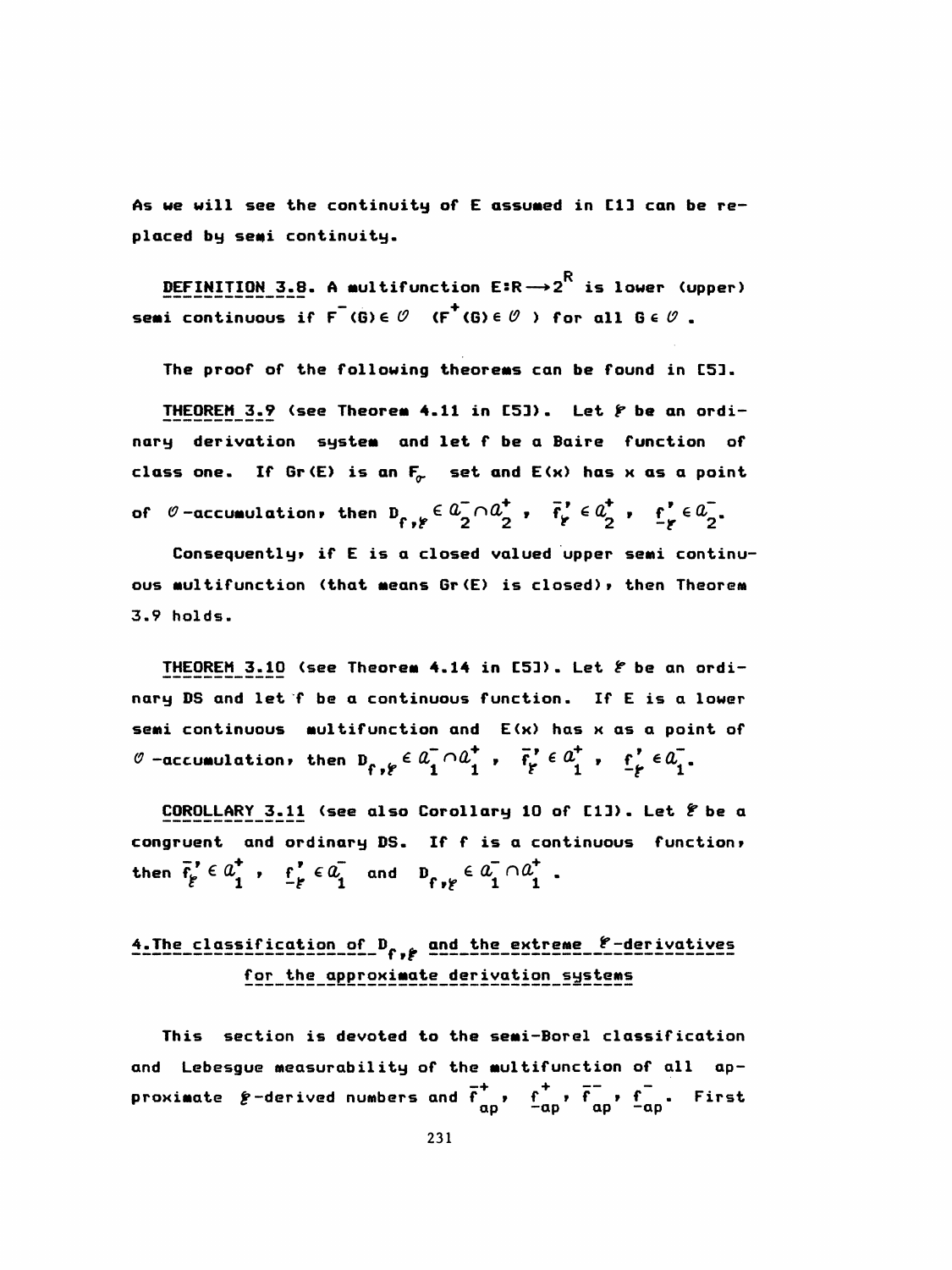As we will see the continuity of E assumed in [1] can be replaced by semi continuity.

**DEFINITION 3.8.** A multifunction $E:R \longrightarrow 2^R$ is lower (upper) semi continuous if $F^-(G) \in \mathcal{O}$ ($F^+(G) \in \mathcal{O}$) for all $G \in \mathcal{O}$.

The proof of the following theorems can be found in [5].

**THEOREM 3.9** (see Theorem 4.11 in [5]). Let $\mathcal{E}$ be an ordinary derivation system and let f be a Baire function of class one. If Gr(E) is an $F_\sigma$ set and E(x) has x as a point of $\mathcal{O}$-accumulation, then $D_{f,\mathcal{E}} \in \mathcal{A}_2^- \cap \mathcal{A}_2^+$, $\bar{f}'_{\mathcal{E}} \in \mathcal{A}_2^+$, $\underline{f}'_{\mathcal{E}} \in \mathcal{A}_2^-$.

Consequently, if E is a closed valued upper semi continuous multifunction (that means Gr(E) is closed), then Theorem 3.9 holds.

**THEOREM 3.10** (see Theorem 4.14 in [5]). Let $\mathcal{E}$ be an ordinary DS and let f be a continuous function. If E is a lower semi continuous multifunction and E(x) has x as a point of $\mathcal{O}$-accumulation, then $D_{f,\mathcal{E}} \in \mathcal{A}_1^- \cap \mathcal{A}_1^+$, $\bar{f}'_{\mathcal{E}} \in \mathcal{A}_1^+$, $\underline{f}'_{\mathcal{E}} \in \mathcal{A}_1^-$.

**COROLLARY 3.11** (see also Corollary 10 of [1]). Let $\mathcal{E}$ be a congruent and ordinary DS. If f is a continuous function, then $\bar{f}'_{\mathcal{E}} \in \mathcal{A}_1^+$, $\underline{f}'_{\mathcal{E}} \in \mathcal{A}_1^-$ and $D_{f,\mathcal{E}} \in \mathcal{A}_1^- \cap \mathcal{A}_1^+$.

## 4. The classification of $D_{f,\mathcal{E}}$ and the extreme $\mathcal{E}$-derivatives for the approximate derivation systems

This section is devoted to the semi-Borel classification and Lebesgue measurability of the multifunction of all approximate $\mathcal{E}$-derived numbers and $\bar{f}^+_{ap}$, $\underline{f}^+_{ap}$, $\bar{f}^-_{ap}$, $\underline{f}^-_{ap}$. First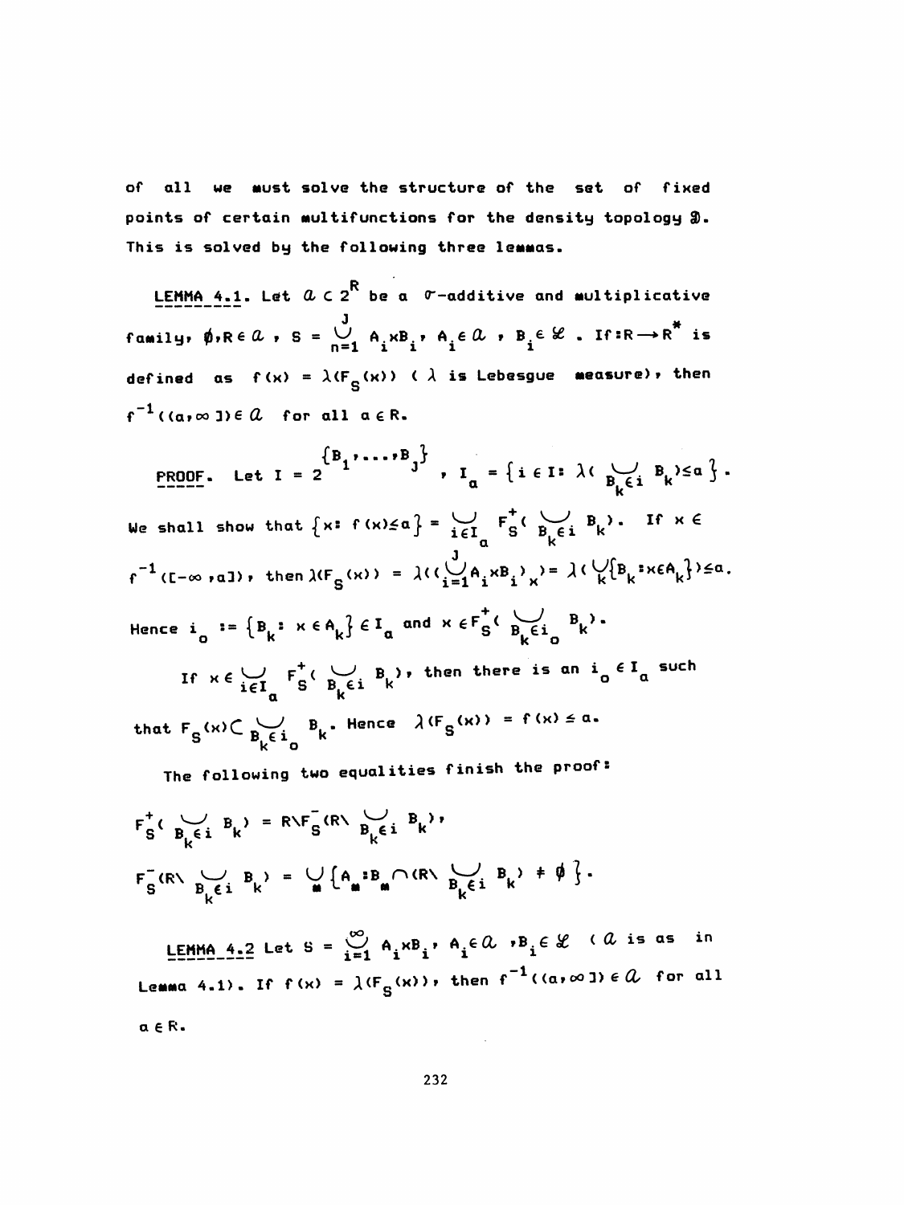of all we must solve the structure of the set of fixed points of certain multifunctions for the density topology $\mathfrak{D}$. This is solved by the following three lemmas.

LEMMA 4.1. Let $\mathcal{A} \subset 2^R$ be a $\sigma$-additive and multiplicative family, $\emptyset, R \in \mathcal{A}$, $S = \bigcup_{n=1}^{J} A_i \times B_i$, $A_i \in \mathcal{A}$, $B_i \in \mathcal{L}$. If $f: R \to R^*$ is defined as $f(x) = \lambda(F_S(x))$ ( $\lambda$ is Lebesgue measure), then $f^{-1}((a,\infty]) \in \mathcal{A}$ for all $a \in R$.

PROOF. Let $I = 2^{\{B_1,\ldots,B_J\}}$, $I_a = \{ i \in I: \lambda(\bigcup_{B_k \in i} B_k) \le a \}$. We shall show that $\{x: f(x) \le a\} = \bigcup_{i \in I_a} F_S^+(\bigcup_{B_k \in i} B_k)$. If $x \in f^{-1}([-\infty, a])$, then $\lambda(F_S(x)) = \lambda((\bigcup_{i=1}^{J} A_i \times B_i)_x) = \lambda(\bigcup_k \{B_k : x \in A_k\}) \le a$. Hence $i_o := \{B_k : x \in A_k\} \in I_a$ and $x \in F_S^+(\bigcup_{B_k \in i_o} B_k)$.

If $x \in \bigcup_{i \in I_a} F_S^+(\bigcup_{B_k \in i} B_k)$, then there is an $i_o \in I_a$ such that $F_S(x) \subset \bigcup_{B_k \in i_o} B_k$. Hence $\lambda(F_S(x)) = f(x) \le a$.

The following two equalities finish the proof:

$$F_S^+(\bigcup_{B_k \in i} B_k) = R \setminus F_S^-(R \setminus \bigcup_{B_k \in i} B_k),$$

$$F_S^-(R \setminus \bigcup_{B_k \in i} B_k) = \bigcup_m \{A_m : B_m \cap (R \setminus \bigcup_{B_k \in i} B_k) \neq \emptyset\}.$$

LEMMA 4.2 Let $S = \bigcup_{i=1}^{\infty} A_i \times B_i$, $A_i \in \mathcal{A}$, $B_i \in \mathcal{L}$ ( $\mathcal{A}$ is as in Lemma 4.1). If $f(x) = \lambda(F_S(x))$, then $f^{-1}((a,\infty]) \in \mathcal{A}$ for all $a \in R$.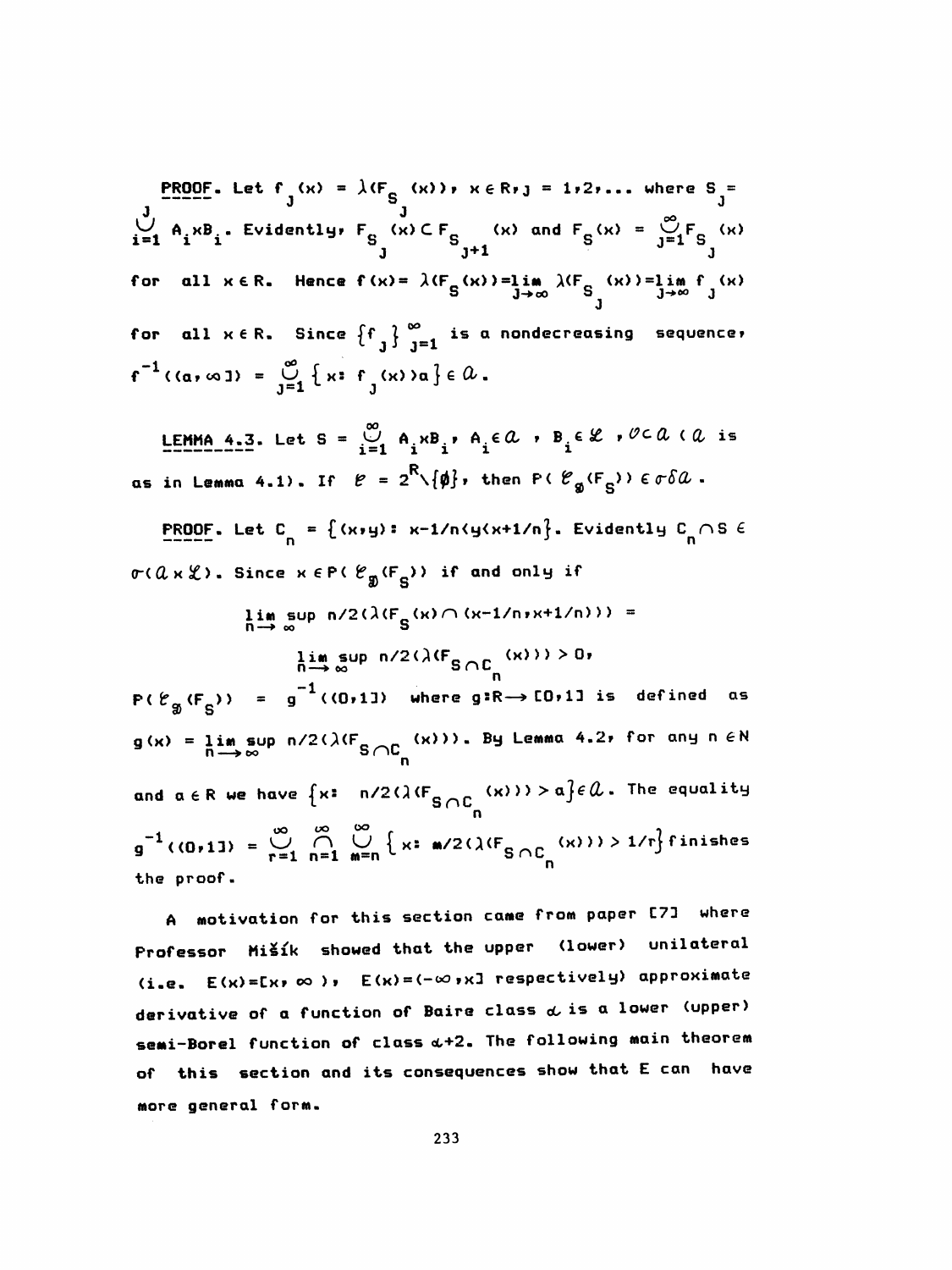**PROOF.** Let $f_j(x) = \lambda(F_{S_j}(x))$, $x \in R$, $j = 1,2,\ldots$ where $S_j = \bigcup_{i=1}^{j} A_i \times B_i$. Evidently, $F_{S_j}(x) \subset F_{S_{j+1}}(x)$ and $F_S(x) = \bigcup_{j=1}^{\infty} F_{S_j}(x)$ for all $x \in R$. Hence $f(x) = \lambda(F_S(x)) = \lim_{j\to\infty} \lambda(F_{S_j}(x)) = \lim_{j\to\infty} f_j(x)$ for all $x \in R$. Since $\{f_j\}_{j=1}^{\infty}$ is a nondecreasing sequence, $f^{-1}((a,\infty]) = \bigcup_{j=1}^{\infty} \{x: f_j(x) > a\} \in \mathcal{A}$.

**LEMMA 4.3.** Let $S = \bigcup_{i=1}^{\infty} A_i \times B_i$, $A_i \in \mathcal{A}$, $B_i \in \mathcal{L}$, $\mathcal{O} \subset \mathcal{A}$ ($\mathcal{A}$ is as in Lemma 4.1). If $\mathcal{E} = 2^R \setminus \{\emptyset\}$, then $P(\mathcal{E}_{\mathcal{D}}(F_S)) \in \sigma\delta\mathcal{A}$.

**PROOF.** Let $C_n = \{(x,y): x - 1/n < y < x + 1/n\}$. Evidently $C_n \cap S \in \sigma(\mathcal{A} \times \mathcal{L})$. Since $x \in P(\mathcal{E}_{\mathcal{D}}(F_S))$ if and only if

$$\limsup_{n\to\infty} n/2(\lambda(F_S(x) \cap (x-1/n, x+1/n))) =$$

$$\limsup_{n\to\infty} n/2(\lambda(F_{S\cap C_n}(x))) > 0,$$

$P(\mathcal{E}_{\mathcal{D}}(F_S)) = g^{-1}((0,1])$ where $g: R \to [0,1]$ is defined as $g(x) = \limsup_{n\to\infty} n/2(\lambda(F_{S\cap C_n}(x)))$. By Lemma 4.2, for any $n \in N$ and $a \in R$ we have $\{x: n/2(\lambda(F_{S\cap C_n}(x))) > a\} \in \mathcal{A}$. The equality $g^{-1}((0,1]) = \bigcup_{r=1}^{\infty} \bigcap_{n=1}^{\infty} \bigcup_{m=n}^{\infty} \{x: m/2(\lambda(F_{S\cap C_n}(x))) > 1/r\}$ finishes the proof.

A motivation for this section came from paper [7] where Professor Mišík showed that the upper (lower) unilateral (i.e. $E(x) = [x, \infty)$, $E(x) = (-\infty, x]$ respectively) approximate derivative of a function of Baire class $\alpha$ is a lower (upper) semi-Borel function of class $\alpha+2$. The following main theorem of this section and its consequences show that E can have more general form.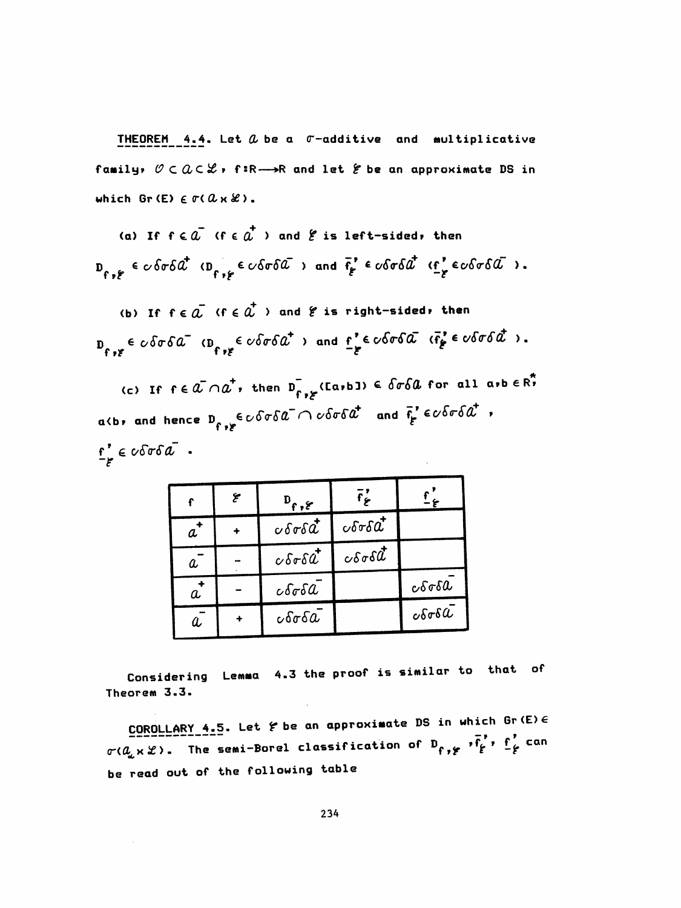**THEOREM 4.4.** Let $\mathcal{A}$ be a $\sigma$-additive and multiplicative family, $\mathcal{O} \subset \mathcal{A} \subset \mathcal{L}$, $f: R \longrightarrow R$ and let $\mathcal{E}$ be an approximate DS in which $Gr(E) \in \sigma(\mathcal{A} \times \mathcal{L})$.

(a) If $f \in \mathcal{A}^-$ ($f \in \mathcal{A}^+$) and $\mathcal{E}$ is left-sided, then $D_{f,\mathcal{E}} \in c\delta\sigma\delta\mathcal{A}^+$ ($D_{f,\mathcal{E}} \in c\delta\sigma\delta\mathcal{A}^-$) and $\bar{f}'_{\mathcal{E}} \in c\delta\sigma\delta\mathcal{A}^+$ ($\underline{f}'_{\mathcal{E}} \in c\delta\sigma\delta\mathcal{A}^-$).

(b) If $f \in \mathcal{A}^-$ ($f \in \mathcal{A}^+$) and $\mathcal{E}$ is right-sided, then $D_{f,\mathcal{E}} \in c\delta\sigma\delta\mathcal{A}^-$ ($D_{f,\mathcal{E}} \in c\delta\sigma\delta\mathcal{A}^+$) and $\underline{f}'_{\mathcal{E}} \in c\delta\sigma\delta\mathcal{A}^-$ ($\bar{f}'_{\mathcal{E}} \in c\delta\sigma\delta\mathcal{A}^+$).

(c) If $f \in \mathcal{A}^- \cap \mathcal{A}^+$, then $D^-_{f,\mathcal{E}}([a,b]) \in \delta\sigma\delta\mathcal{A}$ for all $a,b \in R^*$, $a<b$, and hence $D_{f,\mathcal{E}} \in c\delta\sigma\delta\mathcal{A}^- \cap c\delta\sigma\delta\mathcal{A}^+$ and $\bar{f}'_{\mathcal{E}} \in c\delta\sigma\delta\mathcal{A}^+$, $\underline{f}'_{\mathcal{E}} \in c\delta\sigma\delta\mathcal{A}^-$.

| $f$ | $\mathcal{E}$ | $D_{f,\mathcal{E}}$ | $\bar{f}'_{\mathcal{E}}$ | $\underline{f}'_{\mathcal{E}}$ |
|---|---|---|---|---|
| $\mathcal{A}^+$ | + | $c\delta\sigma\delta\mathcal{A}^+$ | $c\delta\sigma\delta\mathcal{A}^+$ | |
| $\mathcal{A}^-$ | - | $c\delta\sigma\delta\mathcal{A}^+$ | $c\delta\sigma\delta\mathcal{A}^+$ | |
| $\mathcal{A}^+$ | - | $c\delta\sigma\delta\mathcal{A}^-$ | | $c\delta\sigma\delta\mathcal{A}^-$ |
| $\mathcal{A}^-$ | + | $c\delta\sigma\delta\mathcal{A}^-$ | | $c\delta\sigma\delta\mathcal{A}^-$ |

Considering Lemma 4.3 the proof is similar to that of Theorem 3.3.

**COROLLARY 4.5.** Let $\mathcal{E}$ be an approximate DS in which $Gr(E) \in \sigma(\mathcal{A}_d \times \mathcal{L})$. The semi-Borel classification of $D_{f,\mathcal{E}}$, $\bar{f}'_{\mathcal{E}}$, $\underline{f}'_{\mathcal{E}}$ can be read out of the following table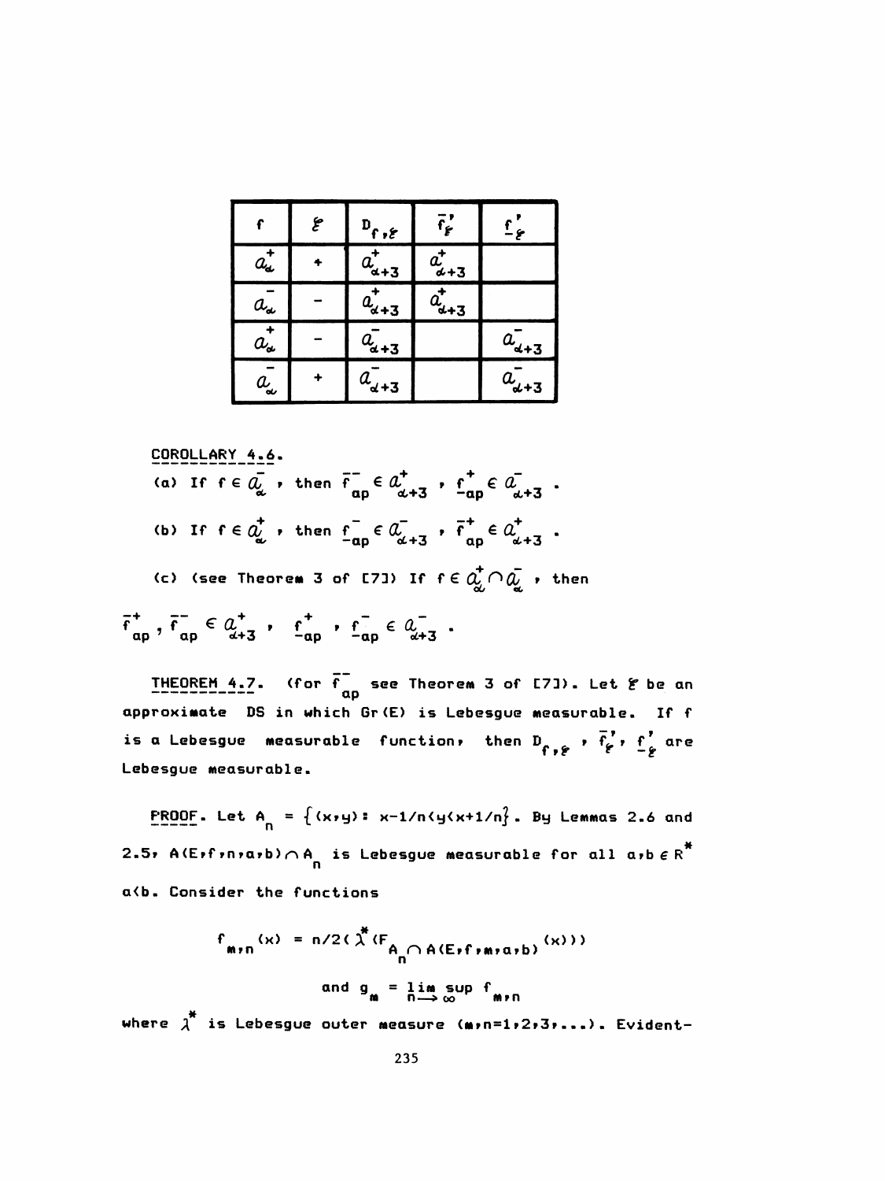| $f$ | $\mathcal{E}$ | $D_{f,\mathcal{E}}$ | $\overline{f}'_{\mathcal{E}}$ | $\underline{f}'_{\mathcal{E}}$ |
|---|---|---|---|---|
| $\mathcal{A}^+_\alpha$ | + | $\mathcal{A}^+_{\alpha+3}$ | $\mathcal{A}^+_{\alpha+3}$ | |
| $\mathcal{A}^-_\alpha$ | − | $\mathcal{A}^+_{\alpha+3}$ | $\mathcal{A}^+_{\alpha+3}$ | |
| $\mathcal{A}^+_\alpha$ | − | $\mathcal{A}^-_{\alpha+3}$ | | $\mathcal{A}^-_{\alpha+3}$ |
| $\mathcal{A}^-_\alpha$ | + | $\mathcal{A}^-_{\alpha+3}$ | | $\mathcal{A}^-_{\alpha+3}$ |

COROLLARY 4.6.

(a) If $f \in \mathcal{A}^-_\alpha$, then $\overline{f}^-_{ap} \in \mathcal{A}^+_{\alpha+3}$, $\underline{f}^+_{ap} \in \mathcal{A}^-_{\alpha+3}$.

(b) If $f \in \mathcal{A}^+_\alpha$, then $\underline{f}^-_{ap} \in \mathcal{A}^-_{\alpha+3}$, $\overline{f}^+_{ap} \in \mathcal{A}^+_{\alpha+3}$.

(c) (see Theorem 3 of [7]) If $f \in \mathcal{A}^+_\alpha \cap \mathcal{A}^-_\alpha$, then

$\overline{f}^+_{ap}, \overline{f}^-_{ap} \in \mathcal{A}^+_{\alpha+3}$, $\underline{f}^+_{ap}, \underline{f}^-_{ap} \in \mathcal{A}^-_{\alpha+3}$.

THEOREM 4.7. (for $\overline{f}^-_{ap}$ see Theorem 3 of [7]). Let $\mathcal{E}$ be an approximate DS in which Gr(E) is Lebesgue measurable. If $f$ is a Lebesgue measurable function, then $D_{f,\mathcal{E}}$, $\overline{f}'_{\mathcal{E}}$, $\underline{f}'_{\mathcal{E}}$ are Lebesgue measurable.

PROOF. Let $A_n = \{(x,y)\colon x-1/n<y<x+1/n\}$. By Lemmas 2.6 and 2.5, $A(E,f,n,a,b) \cap A_n$ is Lebesgue measurable for all $a,b \in R^*$ $a<b$. Consider the functions

$$f_{m,n}(x) = n/2(\lambda^*(F_{A_n \cap A(E,f,m,a,b)}(x)))$$

$$\text{and } g_m = \limsup_{n\to\infty} f_{m,n}$$

where $\lambda^*$ is Lebesgue outer measure ($m,n=1,2,3,\dots$). Evident-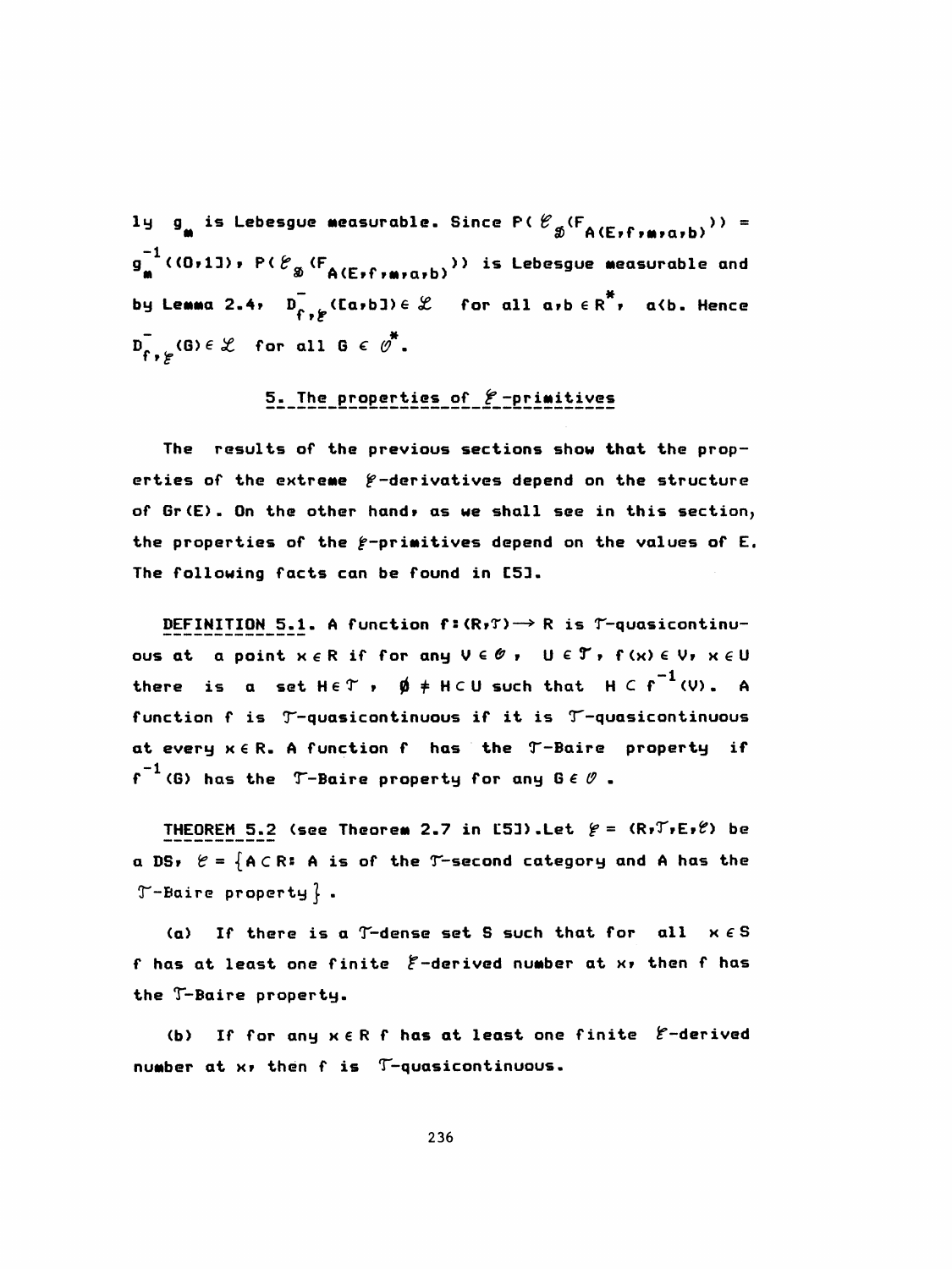ly $g_m$ is Lebesgue measurable. Since $P(\mathscr{E}_{\mathfrak{D}}(F_{A(E,f,m,a,b)})) = g_m^{-1}((0,1])$, $P(\mathscr{E}_{\mathfrak{D}}(F_{A(E,f,m,a,b)}))$ is Lebesgue measurable and by Lemma 2.4, $D^-_{f,\mathscr{E}}([a,b]) \in \mathscr{L}$ for all $a,b \in R^*$, $a<b$. Hence $D^-_{f,\mathscr{E}}(G) \in \mathscr{L}$ for all $G \in \mathscr{O}^*$.

## 5. The properties of $\mathscr{E}$-primitives

The results of the previous sections show that the properties of the extreme $\mathscr{E}$-derivatives depend on the structure of Gr(E). On the other hand, as we shall see in this section, the properties of the $\mathscr{E}$-primitives depend on the values of E. The following facts can be found in [5].

DEFINITION 5.1. A function $f:(R,\mathcal{T}) \to R$ is $\mathcal{T}$-quasicontinuous at a point $x \in R$ if for any $V \in \mathscr{O}$, $U \in \mathcal{T}$, $f(x) \in V$, $x \in U$ there is a set $H \in \mathcal{T}$, $\emptyset \neq H \subset U$ such that $H \subset f^{-1}(V)$. A function f is $\mathcal{T}$-quasicontinuous if it is $\mathcal{T}$-quasicontinuous at every $x \in R$. A function f has the $\mathcal{T}$-Baire property if $f^{-1}(G)$ has the $\mathcal{T}$-Baire property for any $G \in \mathscr{O}$.

THEOREM 5.2 (see Theorem 2.7 in [5]). Let $\mathscr{E} = (R,\mathcal{T},E,\mathscr{C})$ be a DS, $\mathscr{C} = \{A \subset R: A$ is of the $\mathcal{T}$-second category and A has the $\mathcal{T}$-Baire property$\}$.

(a) If there is a $\mathcal{T}$-dense set S such that for all $x \in S$ f has at least one finite $\mathscr{E}$-derived number at x, then f has the $\mathcal{T}$-Baire property.

(b) If for any $x \in R$ f has at least one finite $\mathscr{E}$-derived number at x, then f is $\mathcal{T}$-quasicontinuous.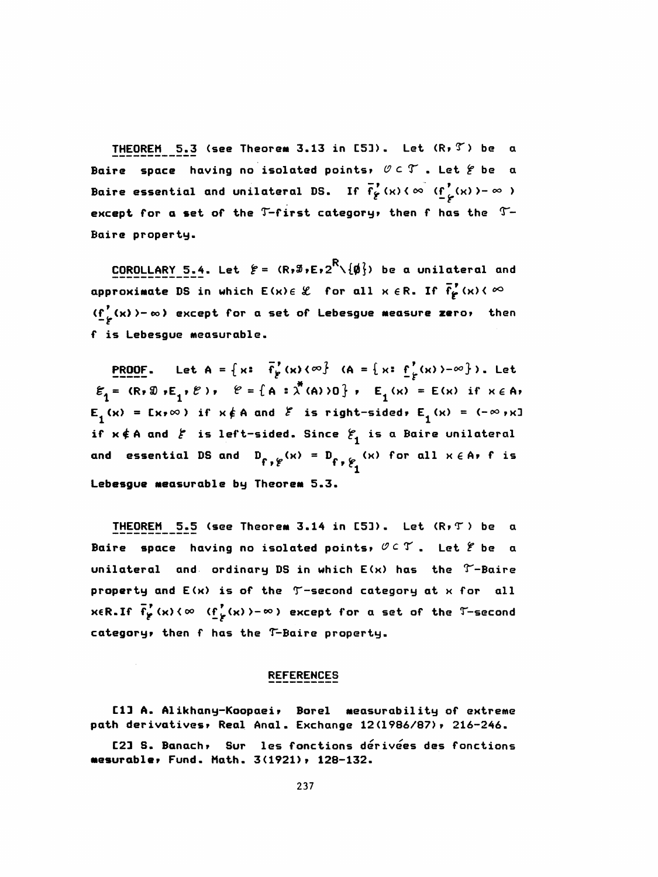<u>THEOREM 5.3</u> (see Theorem 3.13 in [5]). Let $(R,\mathcal{T})$ be a Baire space having no isolated points, $\mathcal{O} \subset \mathcal{T}$. Let $\mathcal{E}$ be a Baire essential and unilateral DS. If $\overline{f}'_{\mathcal{E}}(x) < \infty$ $(\underline{f}'_{\mathcal{E}}(x) > -\infty)$ except for a set of the $\mathcal{T}$-first category, then f has the $\mathcal{T}$-Baire property.

<u>COROLLARY 5.4</u>. Let $\mathcal{E} = (R,\mathcal{D},E,2^R\setminus\{\emptyset\})$ be a unilateral and approximate DS in which $E(x) \in \mathcal{L}$ for all $x \in R$. If $\overline{f}'_{\mathcal{E}}(x) < \infty$ $(\underline{f}'_{\mathcal{E}}(x) > -\infty)$ except for a set of Lebesgue measure zero, then f is Lebesgue measurable.

<u>PROOF</u>. Let $A = \{x: \overline{f}'_{\mathcal{E}}(x) < \infty\}$ $(A = \{x: \underline{f}'_{\mathcal{E}}(x) > -\infty\})$. Let $\mathcal{E}_1 = (R,\mathcal{D},E_1,\mathcal{C})$, $\mathcal{C} = \{A : \lambda^*(A) > 0\}$, $E_1(x) = E(x)$ if $x \in A$, $E_1(x) = [x,\infty)$ if $x \notin A$ and $\mathcal{E}$ is right-sided, $E_1(x) = (-\infty,x]$ if $x \notin A$ and $\mathcal{E}$ is left-sided. Since $\mathcal{E}_1$ is a Baire unilateral and essential DS and $D_{f,\mathcal{E}}(x) = D_{f,\mathcal{E}_1}(x)$ for all $x \in A$, f is Lebesgue measurable by Theorem 5.3.

<u>THEOREM 5.5</u> (see Theorem 3.14 in [5]). Let $(R,\mathcal{T})$ be a Baire space having no isolated points, $\mathcal{O} \subset \mathcal{T}$. Let $\mathcal{E}$ be a unilateral and ordinary DS in which $E(x)$ has the $\mathcal{T}$-Baire property and $E(x)$ is of the $\mathcal{T}$-second category at x for all $x \in R$. If $\overline{f}'_{\mathcal{E}}(x) < \infty$ $(\underline{f}'_{\mathcal{E}}(x) > -\infty)$ except for a set of the $\mathcal{T}$-second category, then f has the $\mathcal{T}$-Baire property.

## REFERENCES

[1] A. Alikhany-Koopaei, Borel measurability of extreme path derivatives, Real Anal. Exchange 12(1986/87), 216-246.

[2] S. Banach, Sur les fonctions dérivées des fonctions mesurable, Fund. Math. 3(1921), 128-132.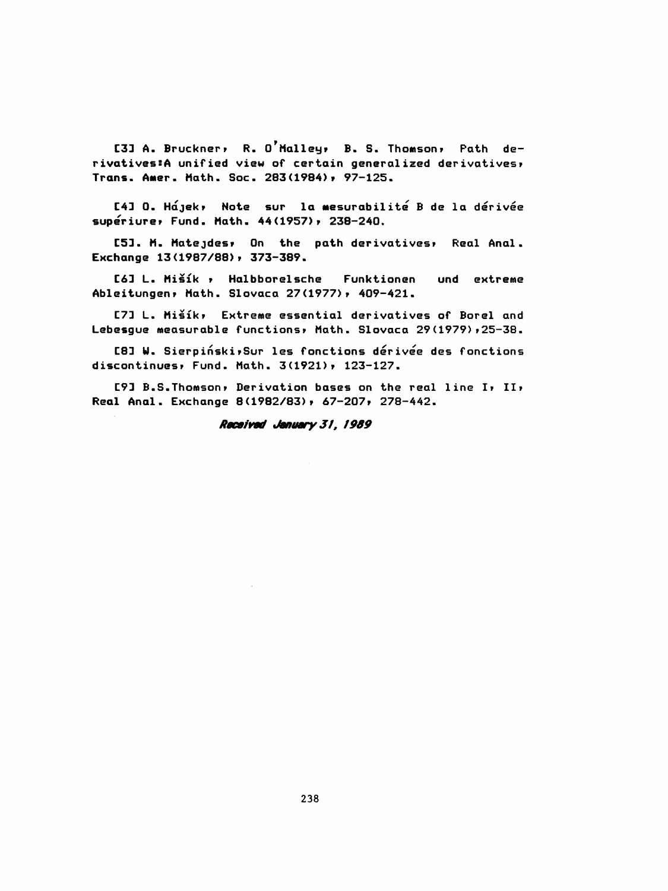[3] A. Bruckner, R. O'Malley, B. S. Thomson, Path derivatives:A unified view of certain generalized derivatives, Trans. Amer. Math. Soc. 283(1984), 97-125.

[4] O. Hájek, Note sur la mesurabilité B de la dérivée supériure, Fund. Math. 44(1957), 238-240.

[5]. M. Matejdes, On the path derivatives, Real Anal. Exchange 13(1987/88), 373-389.

[6] L. Mišík , Halbborelsche Funktionen und extreme Ableitungen, Math. Slovaca 27(1977), 409-421.

[7] L. Mišík, Extreme essential derivatives of Borel and Lebesgue measurable functions, Math. Slovaca 29(1979),25-38.

[8] W. Sierpiński,Sur les fonctions dérivée des fonctions discontinues, Fund. Math. 3(1921), 123-127.

[9] B.S.Thomson, Derivation bases on the real line I, II, Real Anal. Exchange 8(1982/83), 67-207, 278-442.

***Received January 31, 1989***